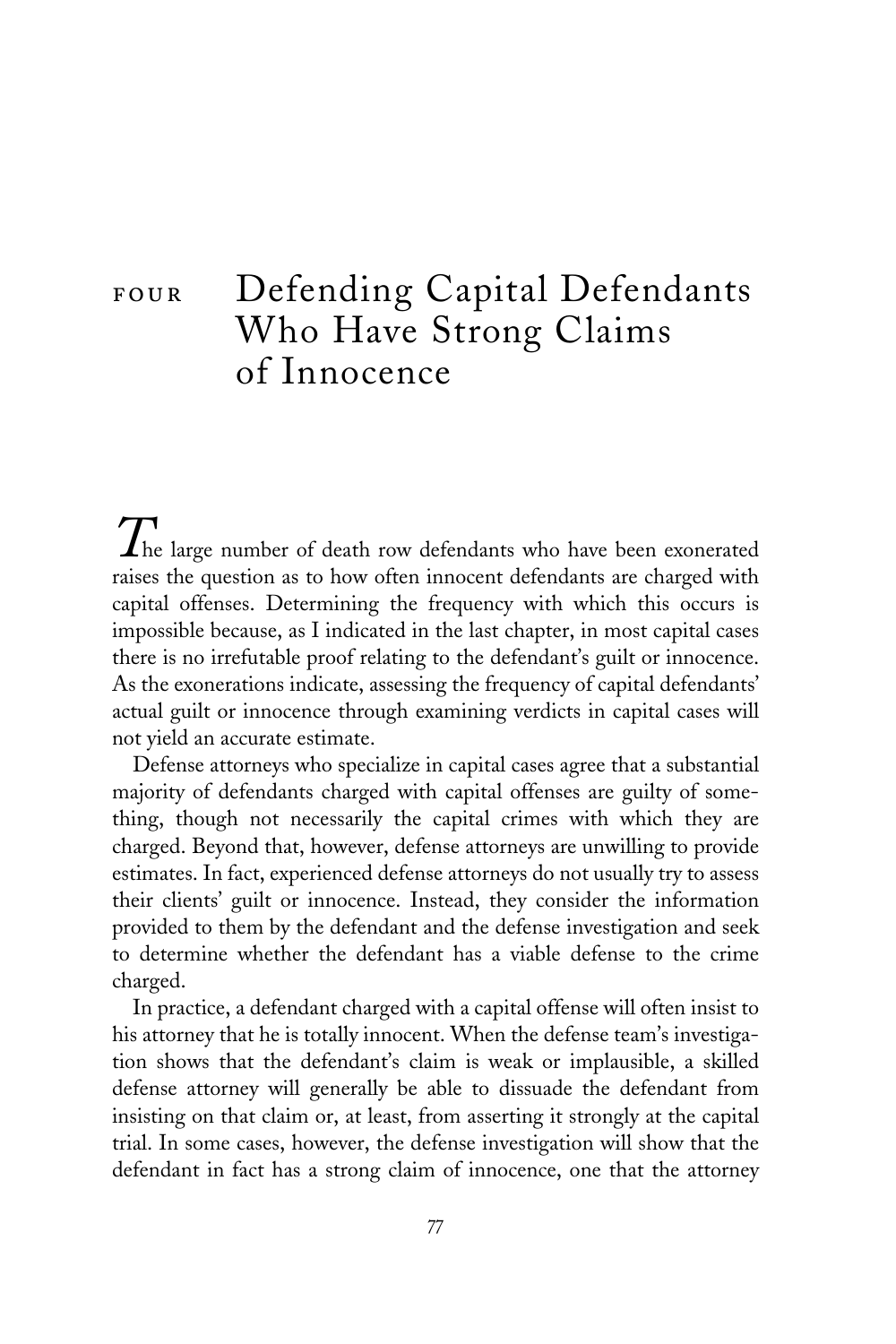# FOUR Defending Capital Defendants Who Have Strong Claims of Innocence

The large number of death row defendants who have been exonerated raises the question as to how often innocent defendants are charged with capital offenses. Determining the frequency with which this occurs is impossible because, as I indicated in the last chapter, in most capital cases there is no irrefutable proof relating to the defendant's guilt or innocence. As the exonerations indicate, assessing the frequency of capital defendants' actual guilt or innocence through examining verdicts in capital cases will not yield an accurate estimate.

Defense attorneys who specialize in capital cases agree that a substantial majority of defendants charged with capital offenses are guilty of something, though not necessarily the capital crimes with which they are charged. Beyond that, however, defense attorneys are unwilling to provide estimates. In fact, experienced defense attorneys do not usually try to assess their clients' guilt or innocence. Instead, they consider the information provided to them by the defendant and the defense investigation and seek to determine whether the defendant has a viable defense to the crime charged.

In practice, a defendant charged with a capital offense will often insist to his attorney that he is totally innocent. When the defense team's investigation shows that the defendant's claim is weak or implausible, a skilled defense attorney will generally be able to dissuade the defendant from insisting on that claim or, at least, from asserting it strongly at the capital trial. In some cases, however, the defense investigation will show that the defendant in fact has a strong claim of innocence, one that the attorney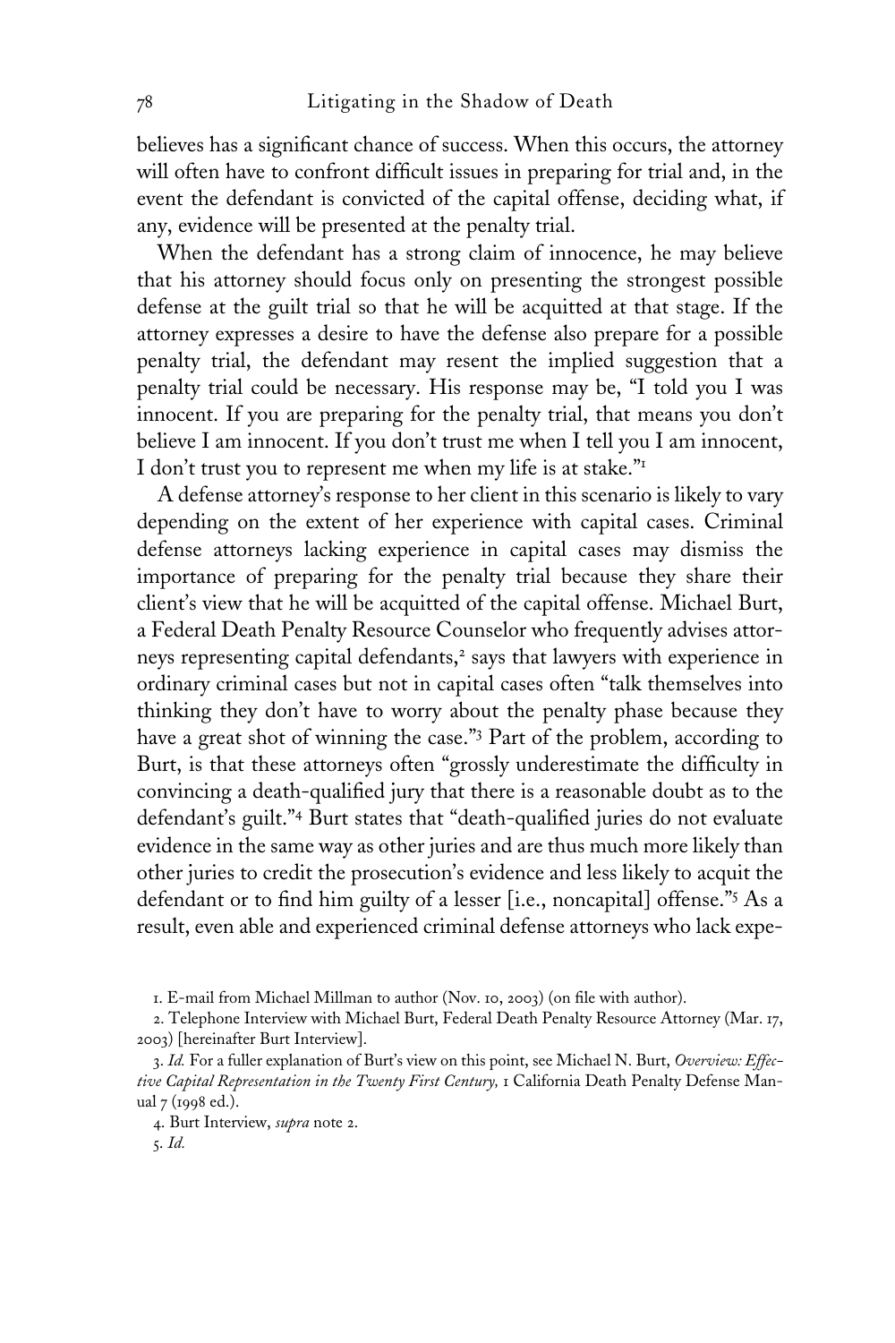believes has a significant chance of success. When this occurs, the attorney will often have to confront difficult issues in preparing for trial and, in the event the defendant is convicted of the capital offense, deciding what, if any, evidence will be presented at the penalty trial.

When the defendant has a strong claim of innocence, he may believe that his attorney should focus only on presenting the strongest possible defense at the guilt trial so that he will be acquitted at that stage. If the attorney expresses a desire to have the defense also prepare for a possible penalty trial, the defendant may resent the implied suggestion that a penalty trial could be necessary. His response may be, "I told you I was innocent. If you are preparing for the penalty trial, that means you don't believe I am innocent. If you don't trust me when I tell you I am innocent, I don't trust you to represent me when my life is at stake."[1]

A defense attorney's response to her client in this scenario is likely to vary depending on the extent of her experience with capital cases. Criminal defense attorneys lacking experience in capital cases may dismiss the importance of preparing for the penalty trial because they share their client's view that he will be acquitted of the capital offense. Michael Burt, a Federal Death Penalty Resource Counselor who frequently advises attorneys representing capital defendants,[2] says that lawyers with experience in ordinary criminal cases but not in capital cases often "talk themselves into thinking they don't have to worry about the penalty phase because they have a great shot of winning the case."[3] Part of the problem, according to Burt, is that these attorneys often "grossly underestimate the difficulty in convincing a death-qualified jury that there is a reasonable doubt as to the defendant's guilt."[4] Burt states that "death-qualified juries do not evaluate evidence in the same way as other juries and are thus much more likely than other juries to credit the prosecution's evidence and less likely to acquit the defendant or to find him guilty of a lesser [i.e., noncapital] offense."[5] As a result, even able and experienced criminal defense attorneys who lack expe-

1. E-mail from Michael Millman to author (Nov. 10, 2003) (on file with author).

2. Telephone Interview with Michael Burt, Federal Death Penalty Resource Attorney (Mar. 17, 2003) [hereinafter Burt Interview].

3. *Id.* For a fuller explanation of Burt's view on this point, see Michael N. Burt, *Overview: Effective Capital Representation in the Twenty First Century,* 1 California Death Penalty Defense Manual 7 (1998 ed.).

4. Burt Interview, *supra* note 2.

5. *Id.*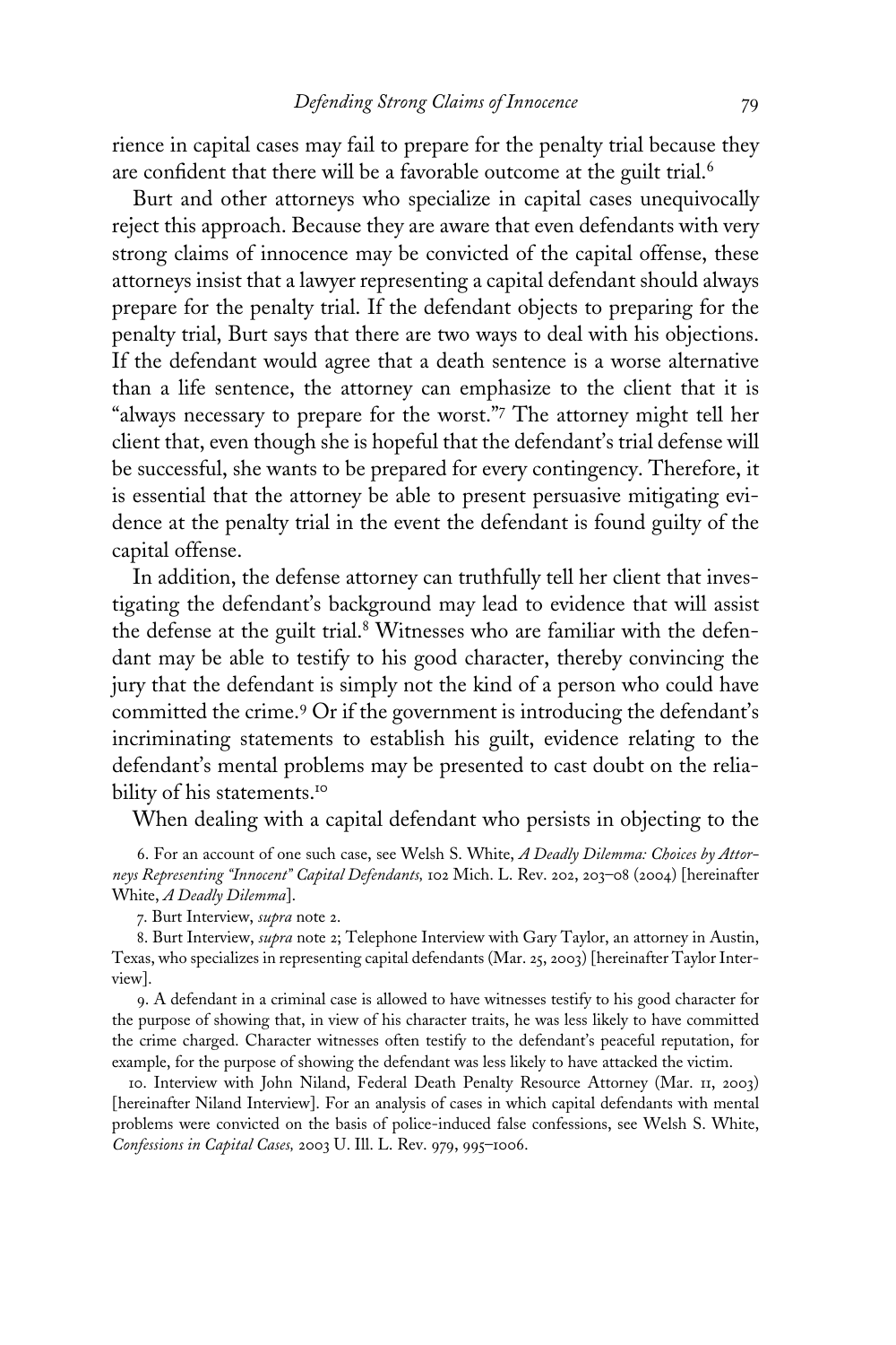rience in capital cases may fail to prepare for the penalty trial because they are confident that there will be a favorable outcome at the guilt trial.[6]

Burt and other attorneys who specialize in capital cases unequivocally reject this approach. Because they are aware that even defendants with very strong claims of innocence may be convicted of the capital offense, these attorneys insist that a lawyer representing a capital defendant should always prepare for the penalty trial. If the defendant objects to preparing for the penalty trial, Burt says that there are two ways to deal with his objections. If the defendant would agree that a death sentence is a worse alternative than a life sentence, the attorney can emphasize to the client that it is "always necessary to prepare for the worst."[7] The attorney might tell her client that, even though she is hopeful that the defendant's trial defense will be successful, she wants to be prepared for every contingency. Therefore, it is essential that the attorney be able to present persuasive mitigating evidence at the penalty trial in the event the defendant is found guilty of the capital offense.

In addition, the defense attorney can truthfully tell her client that investigating the defendant's background may lead to evidence that will assist the defense at the guilt trial.[8] Witnesses who are familiar with the defendant may be able to testify to his good character, thereby convincing the jury that the defendant is simply not the kind of a person who could have committed the crime.[9] Or if the government is introducing the defendant's incriminating statements to establish his guilt, evidence relating to the defendant's mental problems may be presented to cast doubt on the reliability of his statements.[10]

When dealing with a capital defendant who persists in objecting to the

6. For an account of one such case, see Welsh S. White, *A Deadly Dilemma: Choices by Attorneys Representing "Innocent" Capital Defendants,* 102 Mich. L. Rev. 202, 203–08 (2004) [hereinafter White, *A Deadly Dilemma*].

7. Burt Interview, *supra* note 2.

8. Burt Interview, *supra* note 2; Telephone Interview with Gary Taylor, an attorney in Austin, Texas, who specializes in representing capital defendants (Mar. 25, 2003) [hereinafter Taylor Interview].

9. A defendant in a criminal case is allowed to have witnesses testify to his good character for the purpose of showing that, in view of his character traits, he was less likely to have committed the crime charged. Character witnesses often testify to the defendant's peaceful reputation, for example, for the purpose of showing the defendant was less likely to have attacked the victim.

10. Interview with John Niland, Federal Death Penalty Resource Attorney (Mar. 11, 2003) [hereinafter Niland Interview]. For an analysis of cases in which capital defendants with mental problems were convicted on the basis of police-induced false confessions, see Welsh S. White, *Confessions in Capital Cases,* 2003 U. Ill. L. Rev. 979, 995–1006.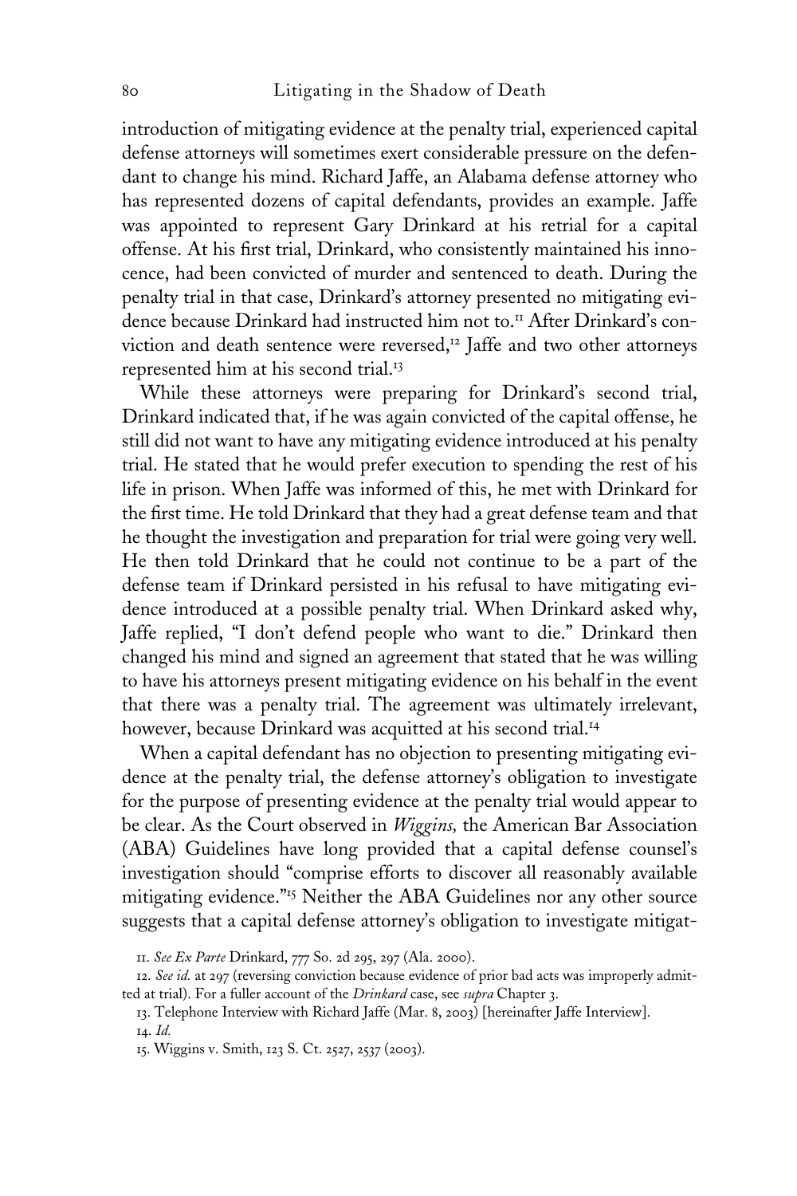introduction of mitigating evidence at the penalty trial, experienced capital defense attorneys will sometimes exert considerable pressure on the defendant to change his mind. Richard Jaffe, an Alabama defense attorney who has represented dozens of capital defendants, provides an example. Jaffe was appointed to represent Gary Drinkard at his retrial for a capital offense. At his first trial, Drinkard, who consistently maintained his innocence, had been convicted of murder and sentenced to death. During the penalty trial in that case, Drinkard's attorney presented no mitigating evidence because Drinkard had instructed him not to.[11] After Drinkard's conviction and death sentence were reversed,[12] Jaffe and two other attorneys represented him at his second trial.[13]

While these attorneys were preparing for Drinkard's second trial, Drinkard indicated that, if he was again convicted of the capital offense, he still did not want to have any mitigating evidence introduced at his penalty trial. He stated that he would prefer execution to spending the rest of his life in prison. When Jaffe was informed of this, he met with Drinkard for the first time. He told Drinkard that they had a great defense team and that he thought the investigation and preparation for trial were going very well. He then told Drinkard that he could not continue to be a part of the defense team if Drinkard persisted in his refusal to have mitigating evidence introduced at a possible penalty trial. When Drinkard asked why, Jaffe replied, "I don't defend people who want to die." Drinkard then changed his mind and signed an agreement that stated that he was willing to have his attorneys present mitigating evidence on his behalf in the event that there was a penalty trial. The agreement was ultimately irrelevant, however, because Drinkard was acquitted at his second trial.[14]

When a capital defendant has no objection to presenting mitigating evidence at the penalty trial, the defense attorney's obligation to investigate for the purpose of presenting evidence at the penalty trial would appear to be clear. As the Court observed in *Wiggins,* the American Bar Association (ABA) Guidelines have long provided that a capital defense counsel's investigation should "comprise efforts to discover all reasonably available mitigating evidence."[15] Neither the ABA Guidelines nor any other source suggests that a capital defense attorney's obligation to investigate mitigat-

11. *See Ex Parte* Drinkard, 777 So. 2d 295, 297 (Ala. 2000).

12. *See id.* at 297 (reversing conviction because evidence of prior bad acts was improperly admitted at trial). For a fuller account of the *Drinkard* case, see *supra* Chapter 3.

13. Telephone Interview with Richard Jaffe (Mar. 8, 2003) [hereinafter Jaffe Interview].

14. *Id.*

15. Wiggins v. Smith, 123 S. Ct. 2527, 2537 (2003).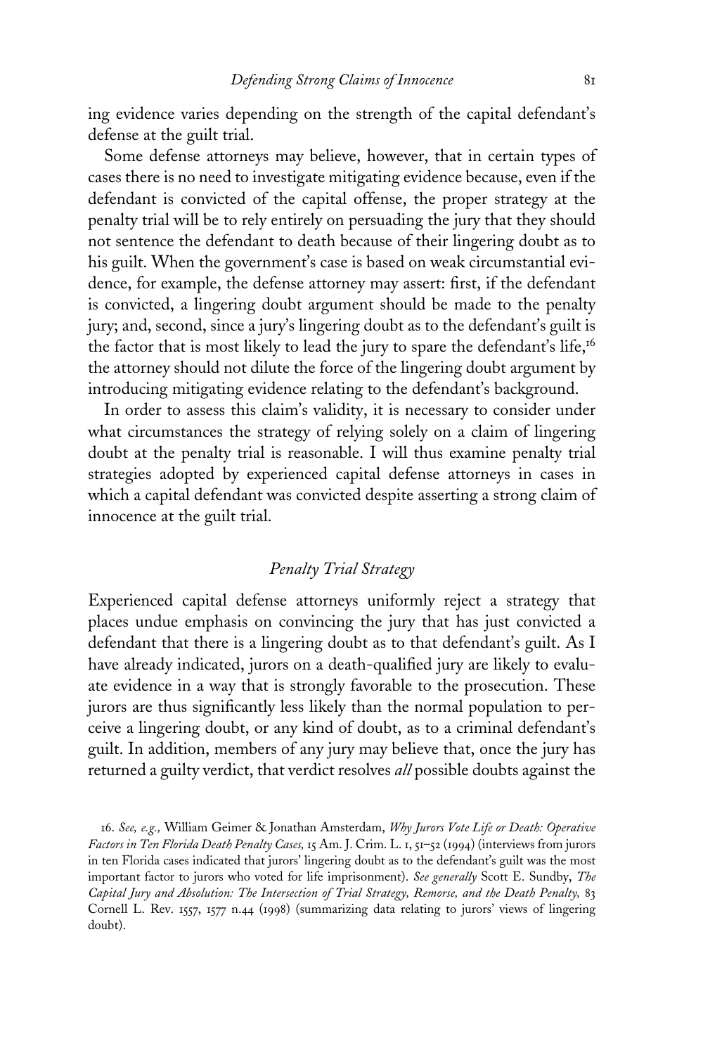ing evidence varies depending on the strength of the capital defendant's defense at the guilt trial.

Some defense attorneys may believe, however, that in certain types of cases there is no need to investigate mitigating evidence because, even if the defendant is convicted of the capital offense, the proper strategy at the penalty trial will be to rely entirely on persuading the jury that they should not sentence the defendant to death because of their lingering doubt as to his guilt. When the government's case is based on weak circumstantial evidence, for example, the defense attorney may assert: first, if the defendant is convicted, a lingering doubt argument should be made to the penalty jury; and, second, since a jury's lingering doubt as to the defendant's guilt is the factor that is most likely to lead the jury to spare the defendant's life,[16] the attorney should not dilute the force of the lingering doubt argument by introducing mitigating evidence relating to the defendant's background.

In order to assess this claim's validity, it is necessary to consider under what circumstances the strategy of relying solely on a claim of lingering doubt at the penalty trial is reasonable. I will thus examine penalty trial strategies adopted by experienced capital defense attorneys in cases in which a capital defendant was convicted despite asserting a strong claim of innocence at the guilt trial.

### *Penalty Trial Strategy*

Experienced capital defense attorneys uniformly reject a strategy that places undue emphasis on convincing the jury that has just convicted a defendant that there is a lingering doubt as to that defendant's guilt. As I have already indicated, jurors on a death-qualified jury are likely to evaluate evidence in a way that is strongly favorable to the prosecution. These jurors are thus significantly less likely than the normal population to perceive a lingering doubt, or any kind of doubt, as to a criminal defendant's guilt. In addition, members of any jury may believe that, once the jury has returned a guilty verdict, that verdict resolves *all* possible doubts against the

16. *See, e.g.,* William Geimer & Jonathan Amsterdam, *Why Jurors Vote Life or Death: Operative Factors in Ten Florida Death Penalty Cases,* 15 Am. J. Crim. L. 1, 51–52 (1994) (interviews from jurors in ten Florida cases indicated that jurors' lingering doubt as to the defendant's guilt was the most important factor to jurors who voted for life imprisonment). *See generally* Scott E. Sundby, *The Capital Jury and Absolution: The Intersection of Trial Strategy, Remorse, and the Death Penalty,* 83 Cornell L. Rev. 1557, 1577 n.44 (1998) (summarizing data relating to jurors' views of lingering doubt).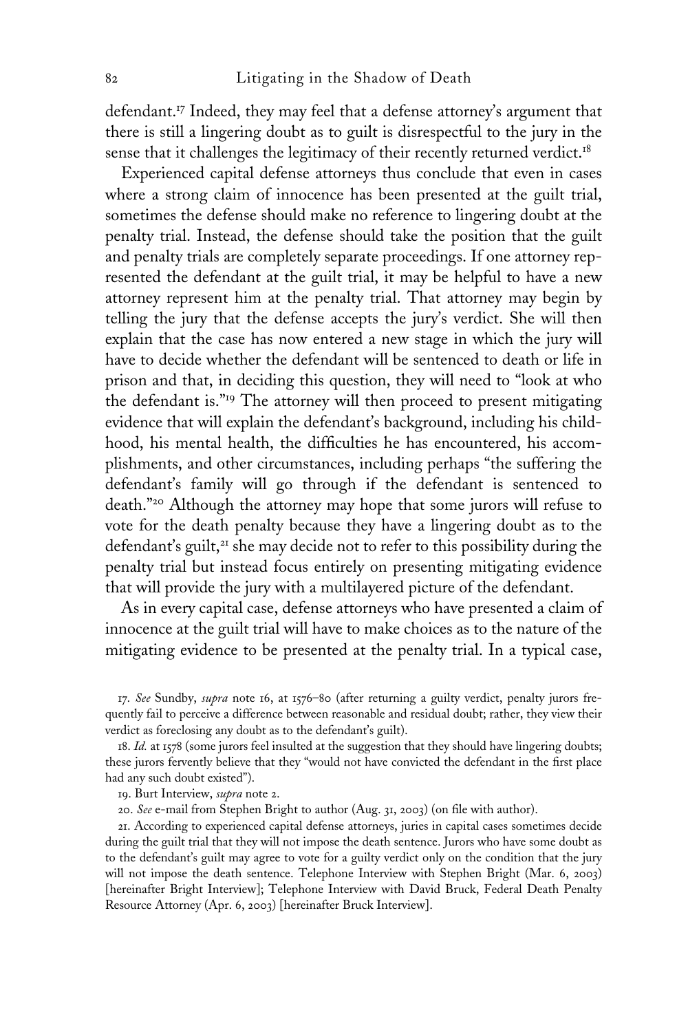defendant.[17] Indeed, they may feel that a defense attorney's argument that there is still a lingering doubt as to guilt is disrespectful to the jury in the sense that it challenges the legitimacy of their recently returned verdict.[18]

Experienced capital defense attorneys thus conclude that even in cases where a strong claim of innocence has been presented at the guilt trial, sometimes the defense should make no reference to lingering doubt at the penalty trial. Instead, the defense should take the position that the guilt and penalty trials are completely separate proceedings. If one attorney represented the defendant at the guilt trial, it may be helpful to have a new attorney represent him at the penalty trial. That attorney may begin by telling the jury that the defense accepts the jury's verdict. She will then explain that the case has now entered a new stage in which the jury will have to decide whether the defendant will be sentenced to death or life in prison and that, in deciding this question, they will need to "look at who the defendant is."[19] The attorney will then proceed to present mitigating evidence that will explain the defendant's background, including his childhood, his mental health, the difficulties he has encountered, his accomplishments, and other circumstances, including perhaps "the suffering the defendant's family will go through if the defendant is sentenced to death."[20] Although the attorney may hope that some jurors will refuse to vote for the death penalty because they have a lingering doubt as to the defendant's guilt,[21] she may decide not to refer to this possibility during the penalty trial but instead focus entirely on presenting mitigating evidence that will provide the jury with a multilayered picture of the defendant.

As in every capital case, defense attorneys who have presented a claim of innocence at the guilt trial will have to make choices as to the nature of the mitigating evidence to be presented at the penalty trial. In a typical case,

17. *See* Sundby, *supra* note 16, at 1576–80 (after returning a guilty verdict, penalty jurors frequently fail to perceive a difference between reasonable and residual doubt; rather, they view their verdict as foreclosing any doubt as to the defendant's guilt).

18. *Id.* at 1578 (some jurors feel insulted at the suggestion that they should have lingering doubts; these jurors fervently believe that they "would not have convicted the defendant in the first place had any such doubt existed").

19. Burt Interview, *supra* note 2.

20. *See* e-mail from Stephen Bright to author (Aug. 31, 2003) (on file with author).

21. According to experienced capital defense attorneys, juries in capital cases sometimes decide during the guilt trial that they will not impose the death sentence. Jurors who have some doubt as to the defendant's guilt may agree to vote for a guilty verdict only on the condition that the jury will not impose the death sentence. Telephone Interview with Stephen Bright (Mar. 6, 2003) [hereinafter Bright Interview]; Telephone Interview with David Bruck, Federal Death Penalty Resource Attorney (Apr. 6, 2003) [hereinafter Bruck Interview].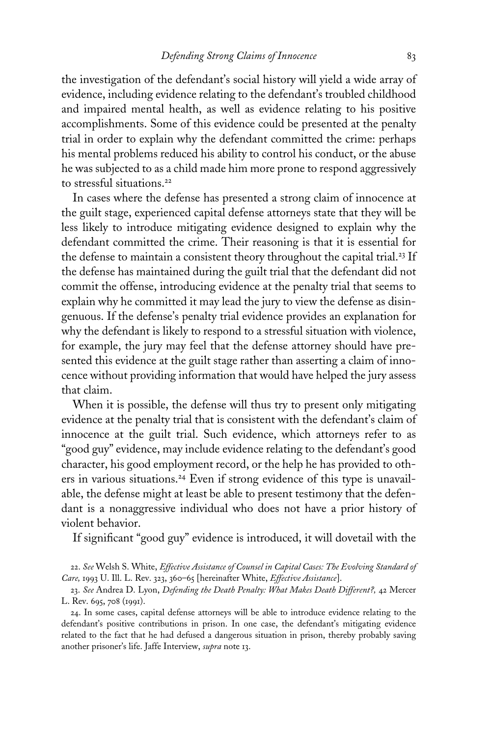the investigation of the defendant's social history will yield a wide array of evidence, including evidence relating to the defendant's troubled childhood and impaired mental health, as well as evidence relating to his positive accomplishments. Some of this evidence could be presented at the penalty trial in order to explain why the defendant committed the crime: perhaps his mental problems reduced his ability to control his conduct, or the abuse he was subjected to as a child made him more prone to respond aggressively to stressful situations.[22]

In cases where the defense has presented a strong claim of innocence at the guilt stage, experienced capital defense attorneys state that they will be less likely to introduce mitigating evidence designed to explain why the defendant committed the crime. Their reasoning is that it is essential for the defense to maintain a consistent theory throughout the capital trial.[23] If the defense has maintained during the guilt trial that the defendant did not commit the offense, introducing evidence at the penalty trial that seems to explain why he committed it may lead the jury to view the defense as disingenuous. If the defense's penalty trial evidence provides an explanation for why the defendant is likely to respond to a stressful situation with violence, for example, the jury may feel that the defense attorney should have presented this evidence at the guilt stage rather than asserting a claim of innocence without providing information that would have helped the jury assess that claim.

When it is possible, the defense will thus try to present only mitigating evidence at the penalty trial that is consistent with the defendant's claim of innocence at the guilt trial. Such evidence, which attorneys refer to as "good guy" evidence, may include evidence relating to the defendant's good character, his good employment record, or the help he has provided to others in various situations.[24] Even if strong evidence of this type is unavailable, the defense might at least be able to present testimony that the defendant is a nonaggressive individual who does not have a prior history of violent behavior.

If significant "good guy" evidence is introduced, it will dovetail with the

---

22. *See* Welsh S. White, *Effective Assistance of Counsel in Capital Cases: The Evolving Standard of Care,* 1993 U. Ill. L. Rev. 323, 360–65 [hereinafter White, *Effective Assistance*].

23. *See* Andrea D. Lyon, *Defending the Death Penalty: What Makes Death Different?,* 42 Mercer L. Rev. 695, 708 (1991).

24. In some cases, capital defense attorneys will be able to introduce evidence relating to the defendant's positive contributions in prison. In one case, the defendant's mitigating evidence related to the fact that he had defused a dangerous situation in prison, thereby probably saving another prisoner's life. Jaffe Interview, *supra* note 13.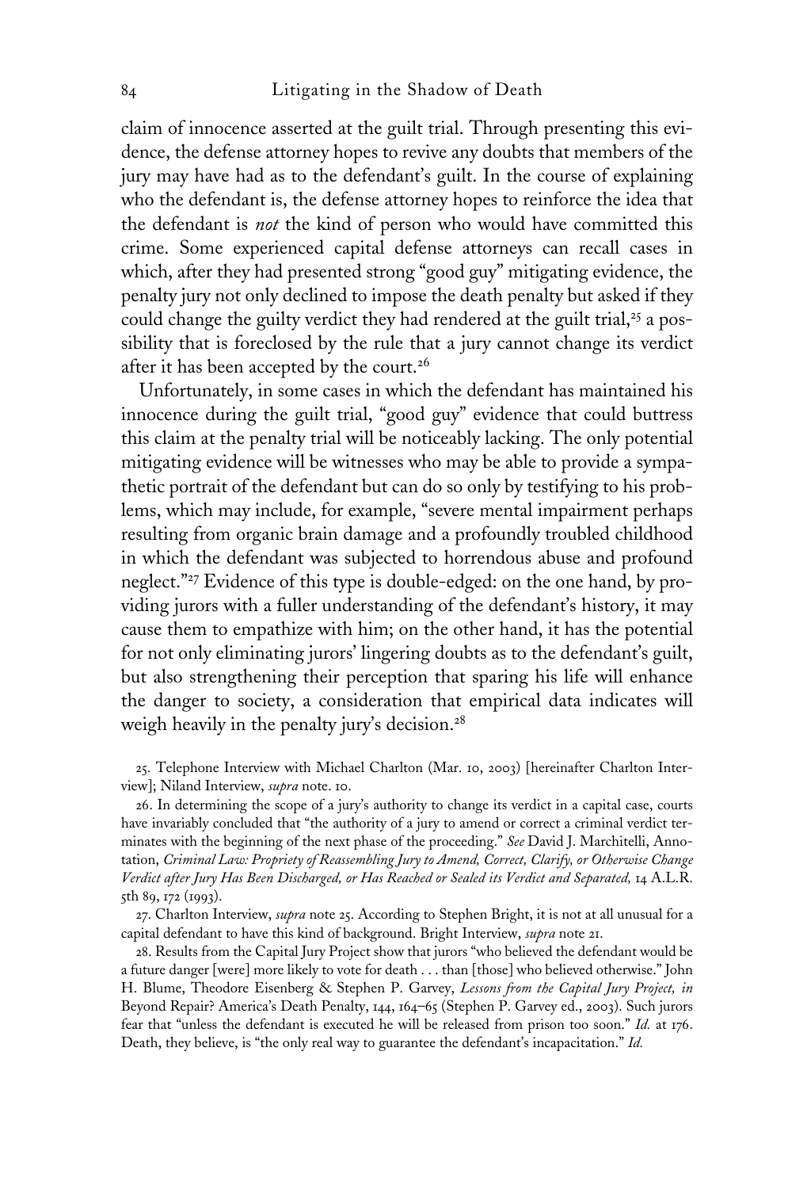claim of innocence asserted at the guilt trial. Through presenting this evidence, the defense attorney hopes to revive any doubts that members of the jury may have had as to the defendant's guilt. In the course of explaining who the defendant is, the defense attorney hopes to reinforce the idea that the defendant is *not* the kind of person who would have committed this crime. Some experienced capital defense attorneys can recall cases in which, after they had presented strong "good guy" mitigating evidence, the penalty jury not only declined to impose the death penalty but asked if they could change the guilty verdict they had rendered at the guilt trial,[25] a possibility that is foreclosed by the rule that a jury cannot change its verdict after it has been accepted by the court.[26]

Unfortunately, in some cases in which the defendant has maintained his innocence during the guilt trial, "good guy" evidence that could buttress this claim at the penalty trial will be noticeably lacking. The only potential mitigating evidence will be witnesses who may be able to provide a sympathetic portrait of the defendant but can do so only by testifying to his problems, which may include, for example, "severe mental impairment perhaps resulting from organic brain damage and a profoundly troubled childhood in which the defendant was subjected to horrendous abuse and profound neglect."[27] Evidence of this type is double-edged: on the one hand, by providing jurors with a fuller understanding of the defendant's history, it may cause them to empathize with him; on the other hand, it has the potential for not only eliminating jurors' lingering doubts as to the defendant's guilt, but also strengthening their perception that sparing his life will enhance the danger to society, a consideration that empirical data indicates will weigh heavily in the penalty jury's decision.[28]

25. Telephone Interview with Michael Charlton (Mar. 10, 2003) [hereinafter Charlton Interview]; Niland Interview, *supra* note. 10.

26. In determining the scope of a jury's authority to change its verdict in a capital case, courts have invariably concluded that "the authority of a jury to amend or correct a criminal verdict terminates with the beginning of the next phase of the proceeding." *See* David J. Marchitelli, Annotation, *Criminal Law: Propriety of Reassembling Jury to Amend, Correct, Clarify, or Otherwise Change Verdict after Jury Has Been Discharged, or Has Reached or Sealed its Verdict and Separated,* 14 A.L.R. 5th 89, 172 (1993).

27. Charlton Interview, *supra* note 25. According to Stephen Bright, it is not at all unusual for a capital defendant to have this kind of background. Bright Interview, *supra* note 21.

28. Results from the Capital Jury Project show that jurors "who believed the defendant would be a future danger [were] more likely to vote for death . . . than [those] who believed otherwise." John H. Blume, Theodore Eisenberg & Stephen P. Garvey, *Lessons from the Capital Jury Project, in* Beyond Repair? America's Death Penalty, 144, 164–65 (Stephen P. Garvey ed., 2003). Such jurors fear that "unless the defendant is executed he will be released from prison too soon." *Id.* at 176. Death, they believe, is "the only real way to guarantee the defendant's incapacitation." *Id.*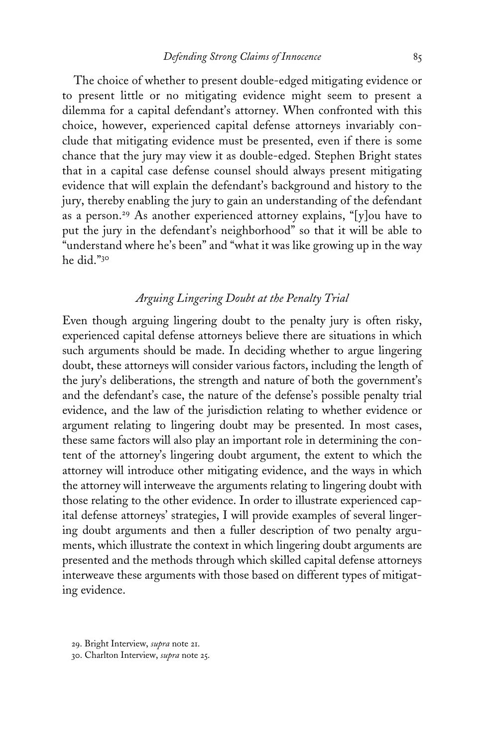The choice of whether to present double-edged mitigating evidence or to present little or no mitigating evidence might seem to present a dilemma for a capital defendant's attorney. When confronted with this choice, however, experienced capital defense attorneys invariably conclude that mitigating evidence must be presented, even if there is some chance that the jury may view it as double-edged. Stephen Bright states that in a capital case defense counsel should always present mitigating evidence that will explain the defendant's background and history to the jury, thereby enabling the jury to gain an understanding of the defendant as a person.[29] As another experienced attorney explains, "[y]ou have to put the jury in the defendant's neighborhood" so that it will be able to "understand where he's been" and "what it was like growing up in the way he did."[30]

## *Arguing Lingering Doubt at the Penalty Trial*

Even though arguing lingering doubt to the penalty jury is often risky, experienced capital defense attorneys believe there are situations in which such arguments should be made. In deciding whether to argue lingering doubt, these attorneys will consider various factors, including the length of the jury's deliberations, the strength and nature of both the government's and the defendant's case, the nature of the defense's possible penalty trial evidence, and the law of the jurisdiction relating to whether evidence or argument relating to lingering doubt may be presented. In most cases, these same factors will also play an important role in determining the content of the attorney's lingering doubt argument, the extent to which the attorney will introduce other mitigating evidence, and the ways in which the attorney will interweave the arguments relating to lingering doubt with those relating to the other evidence. In order to illustrate experienced capital defense attorneys' strategies, I will provide examples of several lingering doubt arguments and then a fuller description of two penalty arguments, which illustrate the context in which lingering doubt arguments are presented and the methods through which skilled capital defense attorneys interweave these arguments with those based on different types of mitigating evidence.

29. Bright Interview, *supra* note 21.

30. Charlton Interview, *supra* note 25.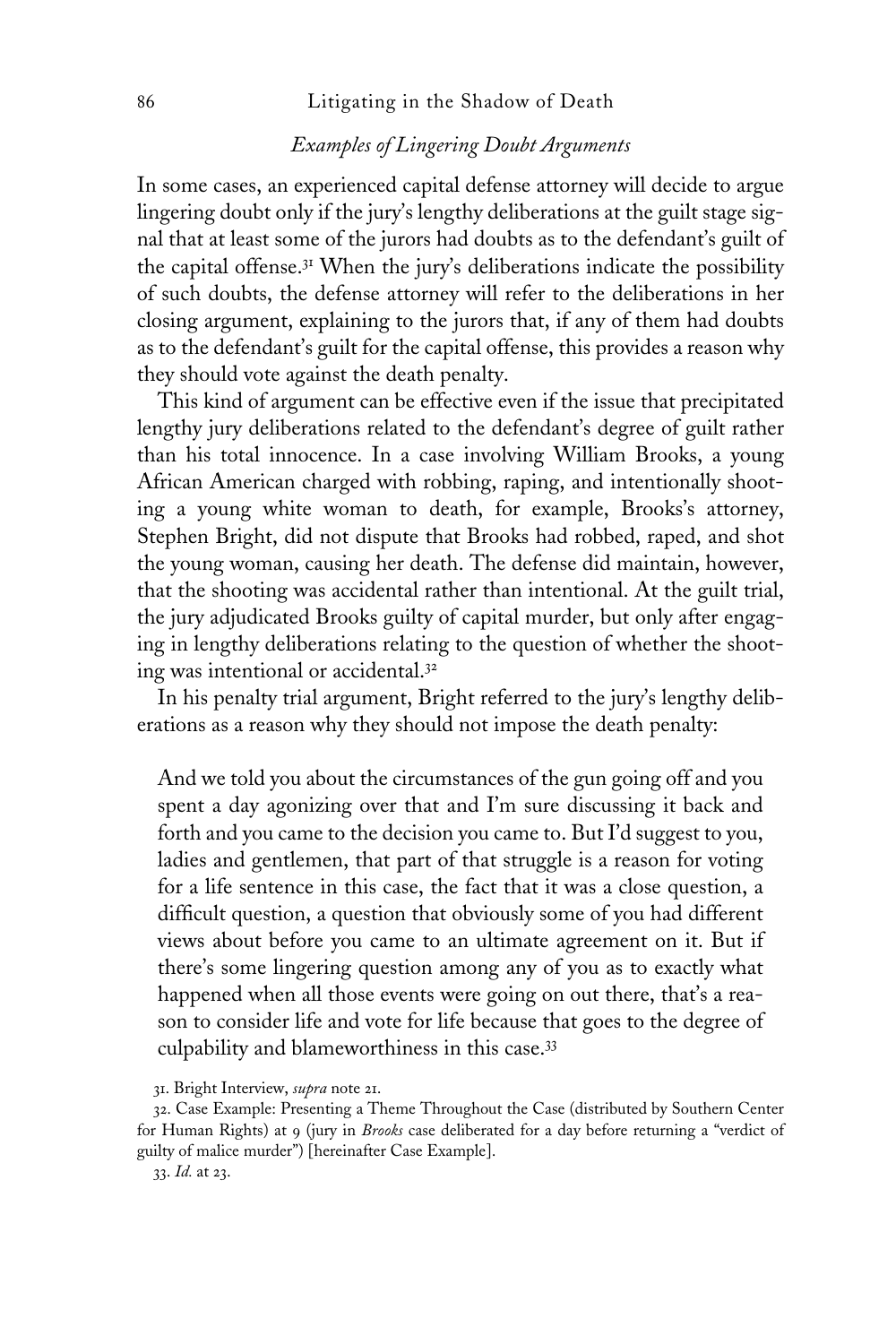### *Examples of Lingering Doubt Arguments*

In some cases, an experienced capital defense attorney will decide to argue lingering doubt only if the jury's lengthy deliberations at the guilt stage signal that at least some of the jurors had doubts as to the defendant's guilt of the capital offense.[31] When the jury's deliberations indicate the possibility of such doubts, the defense attorney will refer to the deliberations in her closing argument, explaining to the jurors that, if any of them had doubts as to the defendant's guilt for the capital offense, this provides a reason why they should vote against the death penalty.

This kind of argument can be effective even if the issue that precipitated lengthy jury deliberations related to the defendant's degree of guilt rather than his total innocence. In a case involving William Brooks, a young African American charged with robbing, raping, and intentionally shooting a young white woman to death, for example, Brooks's attorney, Stephen Bright, did not dispute that Brooks had robbed, raped, and shot the young woman, causing her death. The defense did maintain, however, that the shooting was accidental rather than intentional. At the guilt trial, the jury adjudicated Brooks guilty of capital murder, but only after engaging in lengthy deliberations relating to the question of whether the shooting was intentional or accidental.[32]

In his penalty trial argument, Bright referred to the jury's lengthy deliberations as a reason why they should not impose the death penalty:

> And we told you about the circumstances of the gun going off and you spent a day agonizing over that and I'm sure discussing it back and forth and you came to the decision you came to. But I'd suggest to you, ladies and gentlemen, that part of that struggle is a reason for voting for a life sentence in this case, the fact that it was a close question, a difficult question, a question that obviously some of you had different views about before you came to an ultimate agreement on it. But if there's some lingering question among any of you as to exactly what happened when all those events were going on out there, that's a reason to consider life and vote for life because that goes to the degree of culpability and blameworthiness in this case.[33]

31. Bright Interview, *supra* note 21.

32. Case Example: Presenting a Theme Throughout the Case (distributed by Southern Center for Human Rights) at 9 (jury in *Brooks* case deliberated for a day before returning a "verdict of guilty of malice murder") [hereinafter Case Example].

33. *Id.* at 23.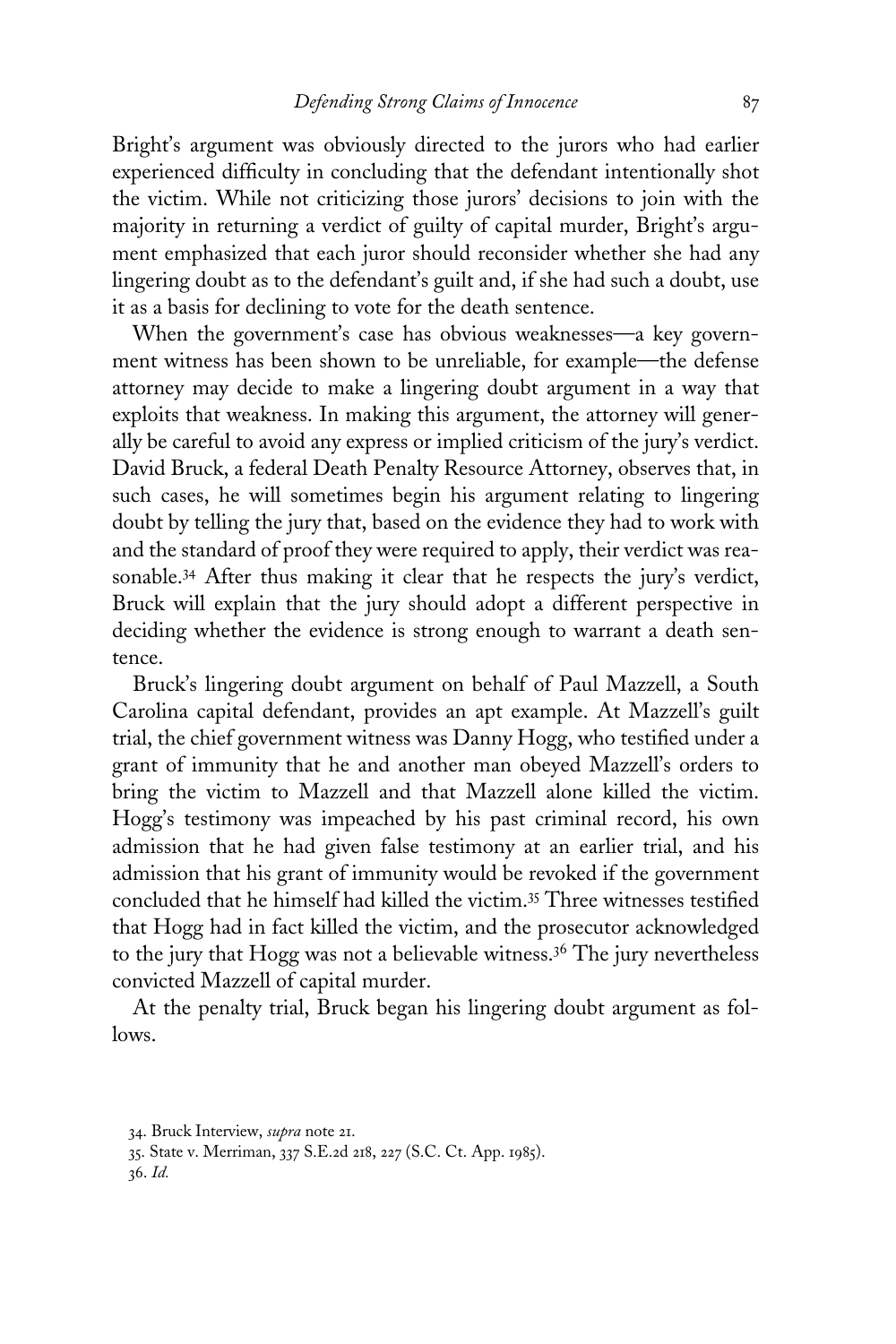Bright's argument was obviously directed to the jurors who had earlier experienced difficulty in concluding that the defendant intentionally shot the victim. While not criticizing those jurors' decisions to join with the majority in returning a verdict of guilty of capital murder, Bright's argument emphasized that each juror should reconsider whether she had any lingering doubt as to the defendant's guilt and, if she had such a doubt, use it as a basis for declining to vote for the death sentence.

When the government's case has obvious weaknesses—a key government witness has been shown to be unreliable, for example—the defense attorney may decide to make a lingering doubt argument in a way that exploits that weakness. In making this argument, the attorney will generally be careful to avoid any express or implied criticism of the jury's verdict. David Bruck, a federal Death Penalty Resource Attorney, observes that, in such cases, he will sometimes begin his argument relating to lingering doubt by telling the jury that, based on the evidence they had to work with and the standard of proof they were required to apply, their verdict was reasonable.[34] After thus making it clear that he respects the jury's verdict, Bruck will explain that the jury should adopt a different perspective in deciding whether the evidence is strong enough to warrant a death sentence.

Bruck's lingering doubt argument on behalf of Paul Mazzell, a South Carolina capital defendant, provides an apt example. At Mazzell's guilt trial, the chief government witness was Danny Hogg, who testified under a grant of immunity that he and another man obeyed Mazzell's orders to bring the victim to Mazzell and that Mazzell alone killed the victim. Hogg's testimony was impeached by his past criminal record, his own admission that he had given false testimony at an earlier trial, and his admission that his grant of immunity would be revoked if the government concluded that he himself had killed the victim.[35] Three witnesses testified that Hogg had in fact killed the victim, and the prosecutor acknowledged to the jury that Hogg was not a believable witness.[36] The jury nevertheless convicted Mazzell of capital murder.

At the penalty trial, Bruck began his lingering doubt argument as follows.

34. Bruck Interview, *supra* note 21.

35. State v. Merriman, 337 S.E.2d 218, 227 (S.C. Ct. App. 1985).

36. *Id.*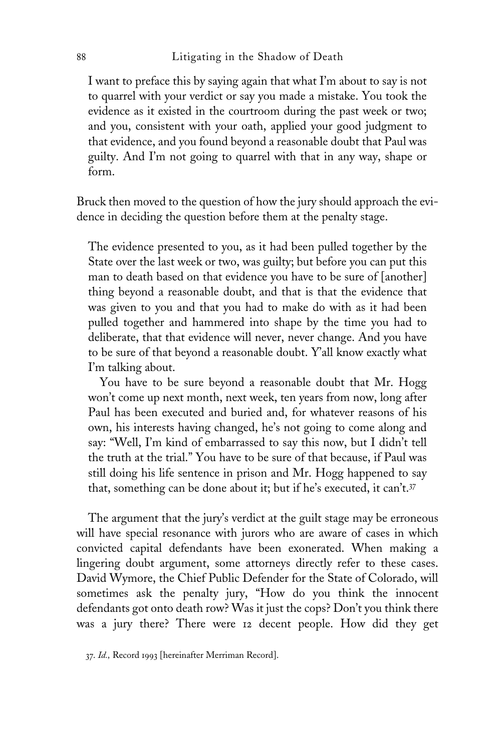I want to preface this by saying again that what I'm about to say is not to quarrel with your verdict or say you made a mistake. You took the evidence as it existed in the courtroom during the past week or two; and you, consistent with your oath, applied your good judgment to that evidence, and you found beyond a reasonable doubt that Paul was guilty. And I'm not going to quarrel with that in any way, shape or form.

Bruck then moved to the question of how the jury should approach the evidence in deciding the question before them at the penalty stage.

> The evidence presented to you, as it had been pulled together by the State over the last week or two, was guilty; but before you can put this man to death based on that evidence you have to be sure of [another] thing beyond a reasonable doubt, and that is that the evidence that was given to you and that you had to make do with as it had been pulled together and hammered into shape by the time you had to deliberate, that that evidence will never, never change. And you have to be sure of that beyond a reasonable doubt. Y'all know exactly what I'm talking about.
>
> You have to be sure beyond a reasonable doubt that Mr. Hogg won't come up next month, next week, ten years from now, long after Paul has been executed and buried and, for whatever reasons of his own, his interests having changed, he's not going to come along and say: "Well, I'm kind of embarrassed to say this now, but I didn't tell the truth at the trial." You have to be sure of that because, if Paul was still doing his life sentence in prison and Mr. Hogg happened to say that, something can be done about it; but if he's executed, it can't.[37]

The argument that the jury's verdict at the guilt stage may be erroneous will have special resonance with jurors who are aware of cases in which convicted capital defendants have been exonerated. When making a lingering doubt argument, some attorneys directly refer to these cases. David Wymore, the Chief Public Defender for the State of Colorado, will sometimes ask the penalty jury, "How do you think the innocent defendants got onto death row? Was it just the cops? Don't you think there was a jury there? There were 12 decent people. How did they get

37. *Id.,* Record 1993 [hereinafter Merriman Record].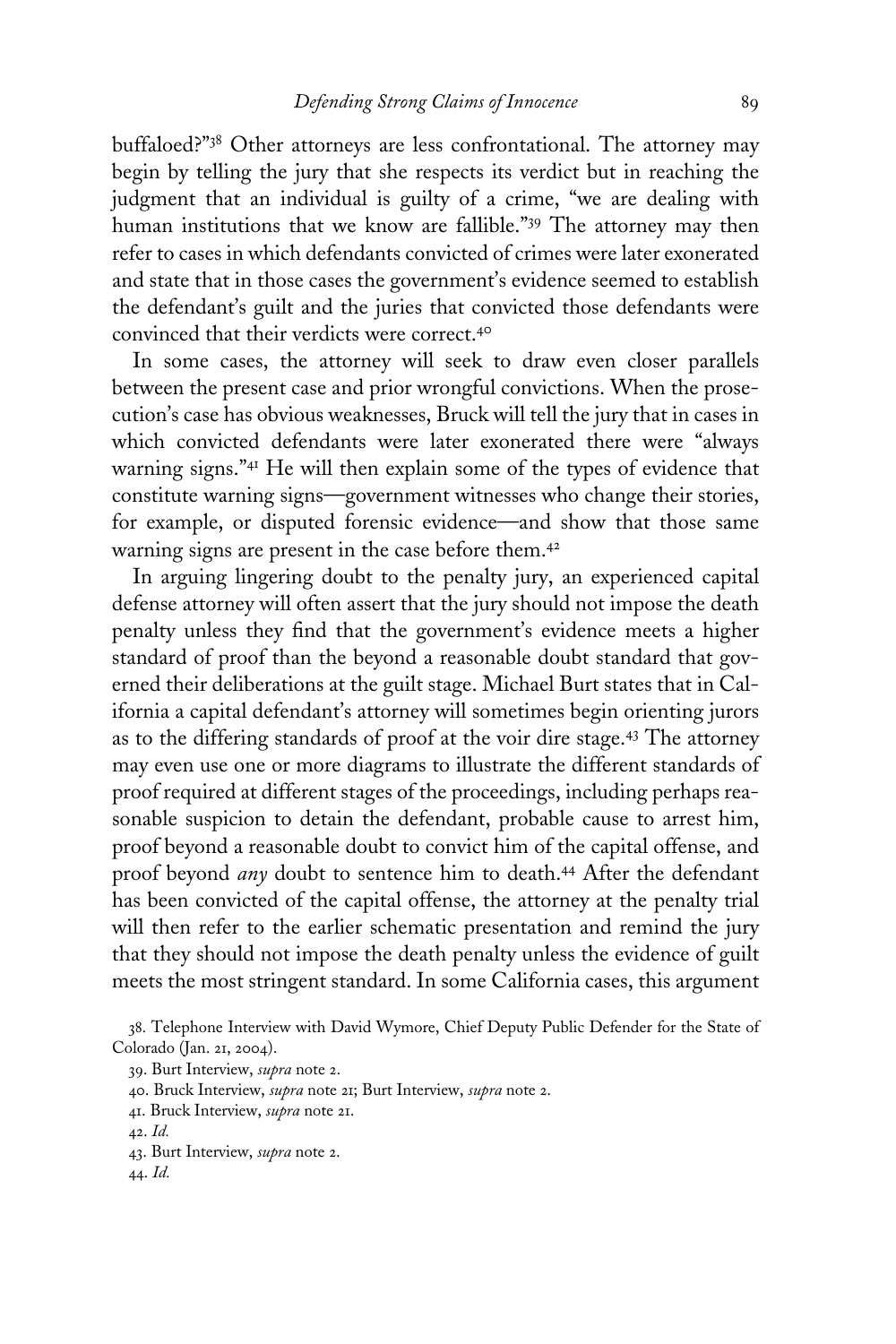buffaloed?"[38] Other attorneys are less confrontational. The attorney may begin by telling the jury that she respects its verdict but in reaching the judgment that an individual is guilty of a crime, "we are dealing with human institutions that we know are fallible."[39] The attorney may then refer to cases in which defendants convicted of crimes were later exonerated and state that in those cases the government's evidence seemed to establish the defendant's guilt and the juries that convicted those defendants were convinced that their verdicts were correct.[40]

In some cases, the attorney will seek to draw even closer parallels between the present case and prior wrongful convictions. When the prosecution's case has obvious weaknesses, Bruck will tell the jury that in cases in which convicted defendants were later exonerated there were "always warning signs."[41] He will then explain some of the types of evidence that constitute warning signs—government witnesses who change their stories, for example, or disputed forensic evidence—and show that those same warning signs are present in the case before them.[42]

In arguing lingering doubt to the penalty jury, an experienced capital defense attorney will often assert that the jury should not impose the death penalty unless they find that the government's evidence meets a higher standard of proof than the beyond a reasonable doubt standard that governed their deliberations at the guilt stage. Michael Burt states that in California a capital defendant's attorney will sometimes begin orienting jurors as to the differing standards of proof at the voir dire stage.[43] The attorney may even use one or more diagrams to illustrate the different standards of proof required at different stages of the proceedings, including perhaps reasonable suspicion to detain the defendant, probable cause to arrest him, proof beyond a reasonable doubt to convict him of the capital offense, and proof beyond *any* doubt to sentence him to death.[44] After the defendant has been convicted of the capital offense, the attorney at the penalty trial will then refer to the earlier schematic presentation and remind the jury that they should not impose the death penalty unless the evidence of guilt meets the most stringent standard. In some California cases, this argument

38. Telephone Interview with David Wymore, Chief Deputy Public Defender for the State of Colorado (Jan. 21, 2004).

39. Burt Interview, *supra* note 2.

40. Bruck Interview, *supra* note 21; Burt Interview, *supra* note 2.

41. Bruck Interview, *supra* note 21.

42. *Id.*

43. Burt Interview, *supra* note 2.

44. *Id.*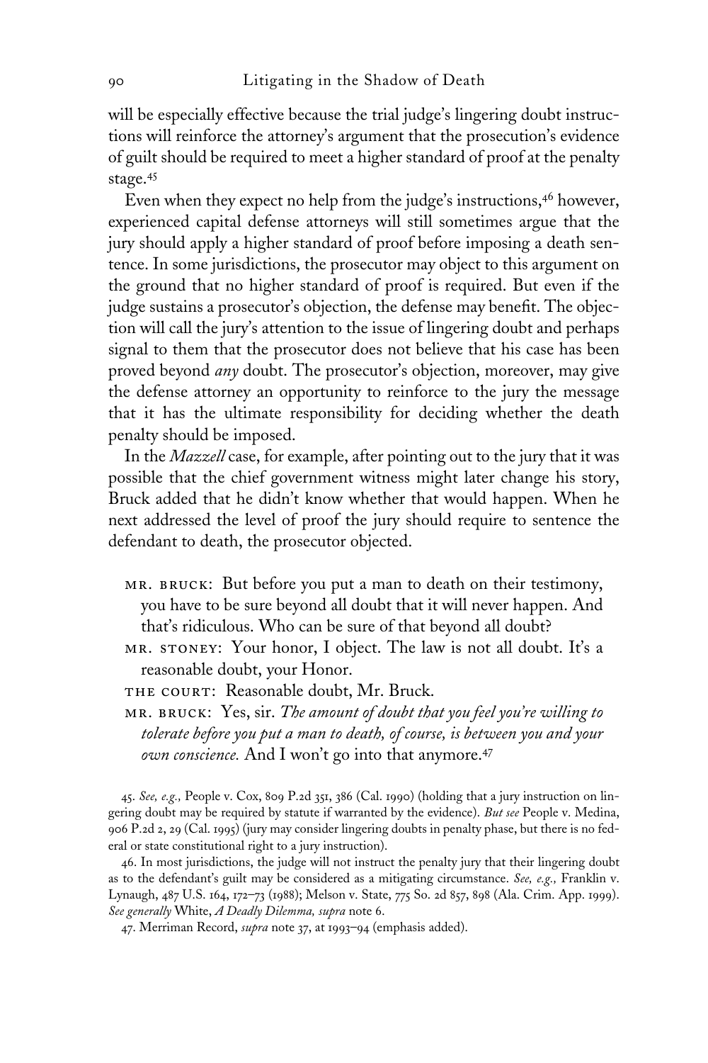will be especially effective because the trial judge's lingering doubt instructions will reinforce the attorney's argument that the prosecution's evidence of guilt should be required to meet a higher standard of proof at the penalty stage.[45]

Even when they expect no help from the judge's instructions,[46] however, experienced capital defense attorneys will still sometimes argue that the jury should apply a higher standard of proof before imposing a death sentence. In some jurisdictions, the prosecutor may object to this argument on the ground that no higher standard of proof is required. But even if the judge sustains a prosecutor's objection, the defense may benefit. The objection will call the jury's attention to the issue of lingering doubt and perhaps signal to them that the prosecutor does not believe that his case has been proved beyond *any* doubt. The prosecutor's objection, moreover, may give the defense attorney an opportunity to reinforce to the jury the message that it has the ultimate responsibility for deciding whether the death penalty should be imposed.

In the *Mazzell* case, for example, after pointing out to the jury that it was possible that the chief government witness might later change his story, Bruck added that he didn't know whether that would happen. When he next addressed the level of proof the jury should require to sentence the defendant to death, the prosecutor objected.

> MR. BRUCK: But before you put a man to death on their testimony, you have to be sure beyond all doubt that it will never happen. And that's ridiculous. Who can be sure of that beyond all doubt?
>
> MR. STONEY: Your honor, I object. The law is not all doubt. It's a reasonable doubt, your Honor.
>
> THE COURT: Reasonable doubt, Mr. Bruck.
>
> MR. BRUCK: Yes, sir. *The amount of doubt that you feel you're willing to tolerate before you put a man to death, of course, is between you and your own conscience.* And I won't go into that anymore.[47]

45. *See, e.g.,* People v. Cox, 809 P.2d 351, 386 (Cal. 1990) (holding that a jury instruction on lingering doubt may be required by statute if warranted by the evidence). *But see* People v. Medina, 906 P.2d 2, 29 (Cal. 1995) (jury may consider lingering doubts in penalty phase, but there is no federal or state constitutional right to a jury instruction).

46. In most jurisdictions, the judge will not instruct the penalty jury that their lingering doubt as to the defendant's guilt may be considered as a mitigating circumstance. *See, e.g.,* Franklin v. Lynaugh, 487 U.S. 164, 172–73 (1988); Melson v. State, 775 So. 2d 857, 898 (Ala. Crim. App. 1999). *See generally* White, *A Deadly Dilemma, supra* note 6.

47. Merriman Record, *supra* note 37, at 1993–94 (emphasis added).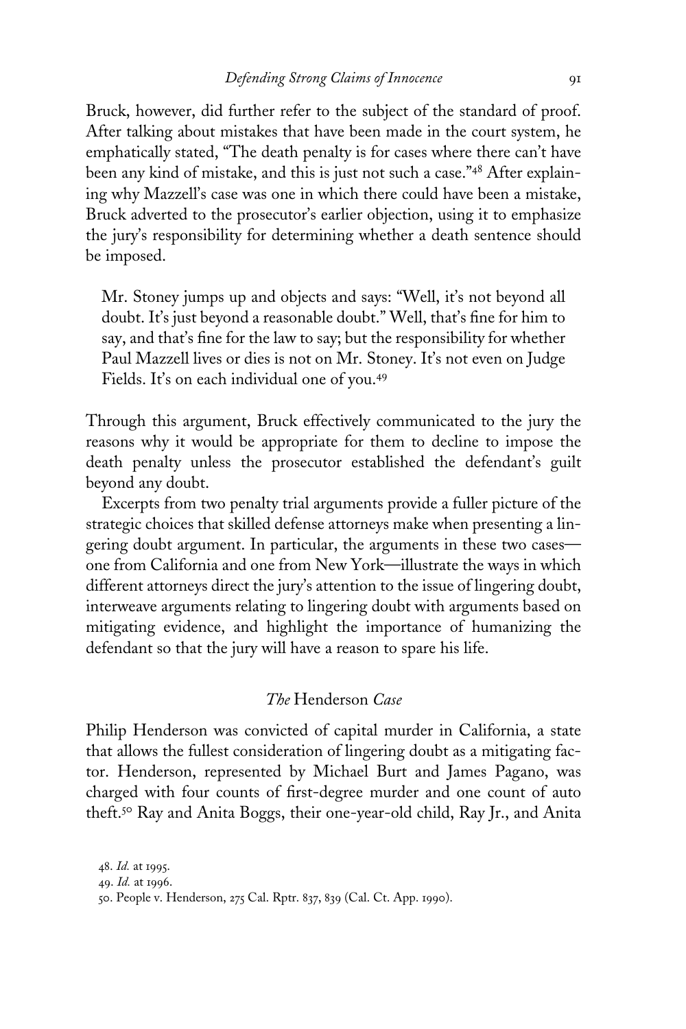Bruck, however, did further refer to the subject of the standard of proof. After talking about mistakes that have been made in the court system, he emphatically stated, "The death penalty is for cases where there can't have been any kind of mistake, and this is just not such a case."[48] After explaining why Mazzell's case was one in which there could have been a mistake, Bruck adverted to the prosecutor's earlier objection, using it to emphasize the jury's responsibility for determining whether a death sentence should be imposed.

> Mr. Stoney jumps up and objects and says: "Well, it's not beyond all doubt. It's just beyond a reasonable doubt." Well, that's fine for him to say, and that's fine for the law to say; but the responsibility for whether Paul Mazzell lives or dies is not on Mr. Stoney. It's not even on Judge Fields. It's on each individual one of you.[49]

Through this argument, Bruck effectively communicated to the jury the reasons why it would be appropriate for them to decline to impose the death penalty unless the prosecutor established the defendant's guilt beyond any doubt.

Excerpts from two penalty trial arguments provide a fuller picture of the strategic choices that skilled defense attorneys make when presenting a lingering doubt argument. In particular, the arguments in these two cases—one from California and one from New York—illustrate the ways in which different attorneys direct the jury's attention to the issue of lingering doubt, interweave arguments relating to lingering doubt with arguments based on mitigating evidence, and highlight the importance of humanizing the defendant so that the jury will have a reason to spare his life.

### *The* Henderson *Case*

Philip Henderson was convicted of capital murder in California, a state that allows the fullest consideration of lingering doubt as a mitigating factor. Henderson, represented by Michael Burt and James Pagano, was charged with four counts of first-degree murder and one count of auto theft.[50] Ray and Anita Boggs, their one-year-old child, Ray Jr., and Anita

48. *Id.* at 1995.

49. *Id.* at 1996.

50. People v. Henderson, 275 Cal. Rptr. 837, 839 (Cal. Ct. App. 1990).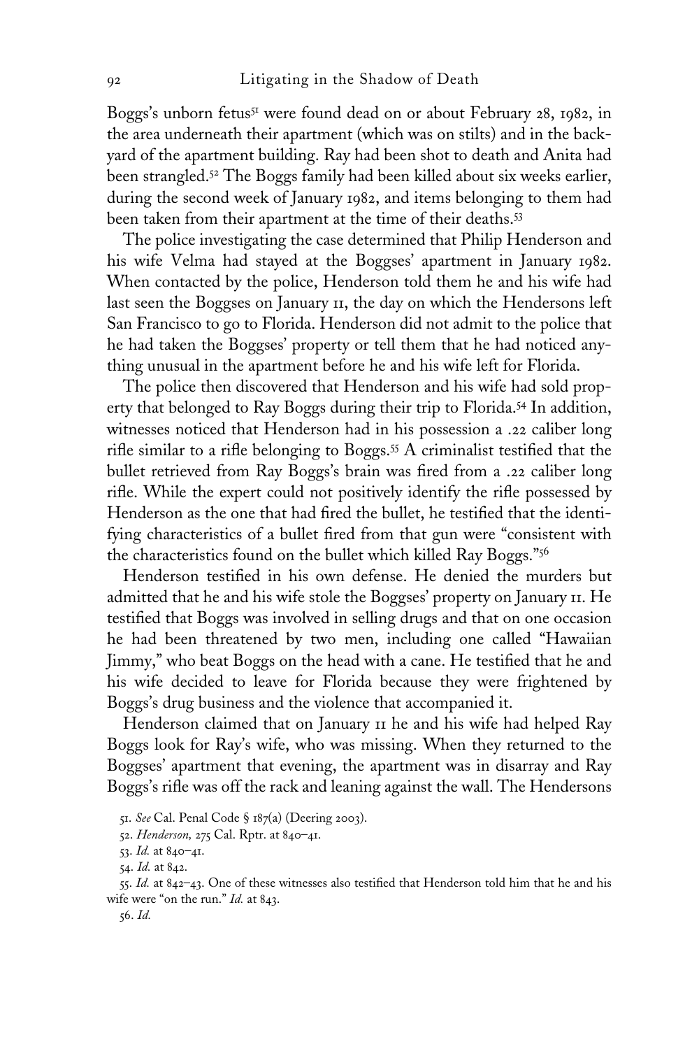Boggs's unborn fetus[51] were found dead on or about February 28, 1982, in the area underneath their apartment (which was on stilts) and in the backyard of the apartment building. Ray had been shot to death and Anita had been strangled.[52] The Boggs family had been killed about six weeks earlier, during the second week of January 1982, and items belonging to them had been taken from their apartment at the time of their deaths.[53]

The police investigating the case determined that Philip Henderson and his wife Velma had stayed at the Boggses' apartment in January 1982. When contacted by the police, Henderson told them he and his wife had last seen the Boggses on January 11, the day on which the Hendersons left San Francisco to go to Florida. Henderson did not admit to the police that he had taken the Boggses' property or tell them that he had noticed anything unusual in the apartment before he and his wife left for Florida.

The police then discovered that Henderson and his wife had sold property that belonged to Ray Boggs during their trip to Florida.[54] In addition, witnesses noticed that Henderson had in his possession a .22 caliber long rifle similar to a rifle belonging to Boggs.[55] A criminalist testified that the bullet retrieved from Ray Boggs's brain was fired from a .22 caliber long rifle. While the expert could not positively identify the rifle possessed by Henderson as the one that had fired the bullet, he testified that the identifying characteristics of a bullet fired from that gun were "consistent with the characteristics found on the bullet which killed Ray Boggs."[56]

Henderson testified in his own defense. He denied the murders but admitted that he and his wife stole the Boggses' property on January 11. He testified that Boggs was involved in selling drugs and that on one occasion he had been threatened by two men, including one called "Hawaiian Jimmy," who beat Boggs on the head with a cane. He testified that he and his wife decided to leave for Florida because they were frightened by Boggs's drug business and the violence that accompanied it.

Henderson claimed that on January 11 he and his wife had helped Ray Boggs look for Ray's wife, who was missing. When they returned to the Boggses' apartment that evening, the apartment was in disarray and Ray Boggs's rifle was off the rack and leaning against the wall. The Hendersons

51. *See* Cal. Penal Code § 187(a) (Deering 2003).

52. *Henderson,* 275 Cal. Rptr. at 840–41.

53. *Id.* at 840–41.

54. *Id.* at 842.

55. *Id.* at 842–43. One of these witnesses also testified that Henderson told him that he and his wife were "on the run." *Id.* at 843.

56. *Id.*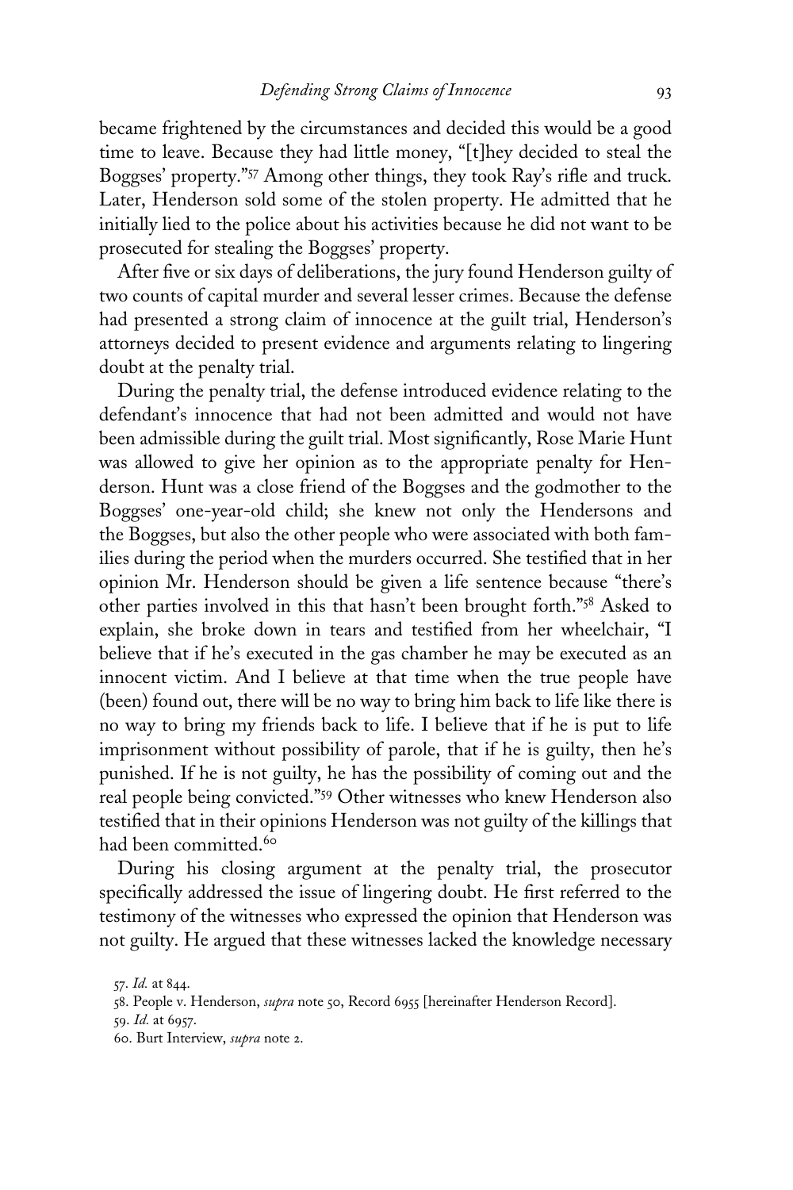became frightened by the circumstances and decided this would be a good time to leave. Because they had little money, "[t]hey decided to steal the Boggses' property."[57] Among other things, they took Ray's rifle and truck. Later, Henderson sold some of the stolen property. He admitted that he initially lied to the police about his activities because he did not want to be prosecuted for stealing the Boggses' property.

After five or six days of deliberations, the jury found Henderson guilty of two counts of capital murder and several lesser crimes. Because the defense had presented a strong claim of innocence at the guilt trial, Henderson's attorneys decided to present evidence and arguments relating to lingering doubt at the penalty trial.

During the penalty trial, the defense introduced evidence relating to the defendant's innocence that had not been admitted and would not have been admissible during the guilt trial. Most significantly, Rose Marie Hunt was allowed to give her opinion as to the appropriate penalty for Henderson. Hunt was a close friend of the Boggses and the godmother to the Boggses' one-year-old child; she knew not only the Hendersons and the Boggses, but also the other people who were associated with both families during the period when the murders occurred. She testified that in her opinion Mr. Henderson should be given a life sentence because "there's other parties involved in this that hasn't been brought forth."[58] Asked to explain, she broke down in tears and testified from her wheelchair, "I believe that if he's executed in the gas chamber he may be executed as an innocent victim. And I believe at that time when the true people have (been) found out, there will be no way to bring him back to life like there is no way to bring my friends back to life. I believe that if he is put to life imprisonment without possibility of parole, that if he is guilty, then he's punished. If he is not guilty, he has the possibility of coming out and the real people being convicted."[59] Other witnesses who knew Henderson also testified that in their opinions Henderson was not guilty of the killings that had been committed.[60]

During his closing argument at the penalty trial, the prosecutor specifically addressed the issue of lingering doubt. He first referred to the testimony of the witnesses who expressed the opinion that Henderson was not guilty. He argued that these witnesses lacked the knowledge necessary

57. *Id.* at 844.

58. People v. Henderson, *supra* note 50, Record 6955 [hereinafter Henderson Record].

59. *Id.* at 6957.

60. Burt Interview, *supra* note 2.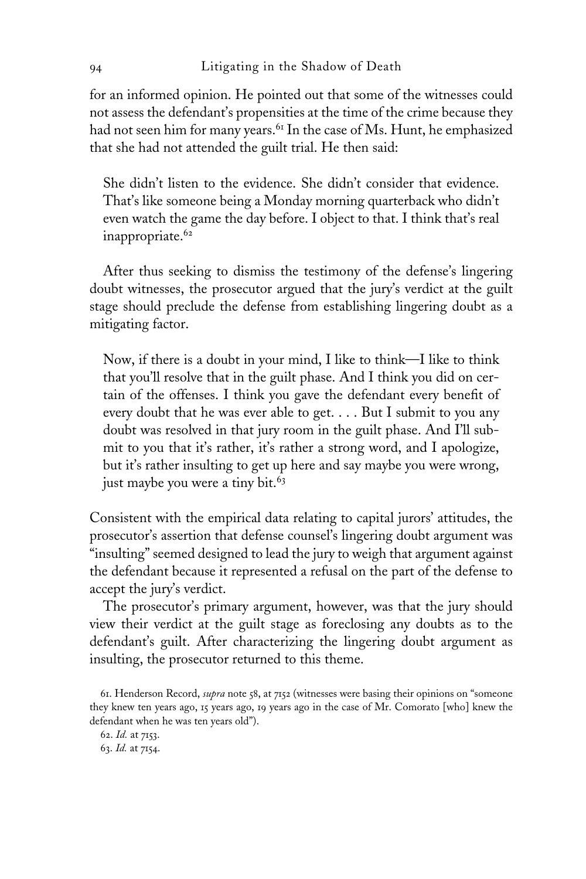for an informed opinion. He pointed out that some of the witnesses could not assess the defendant's propensities at the time of the crime because they had not seen him for many years.[61] In the case of Ms. Hunt, he emphasized that she had not attended the guilt trial. He then said:

> She didn't listen to the evidence. She didn't consider that evidence. That's like someone being a Monday morning quarterback who didn't even watch the game the day before. I object to that. I think that's real inappropriate.[62]

After thus seeking to dismiss the testimony of the defense's lingering doubt witnesses, the prosecutor argued that the jury's verdict at the guilt stage should preclude the defense from establishing lingering doubt as a mitigating factor.

> Now, if there is a doubt in your mind, I like to think—I like to think that you'll resolve that in the guilt phase. And I think you did on certain of the offenses. I think you gave the defendant every benefit of every doubt that he was ever able to get. . . . But I submit to you any doubt was resolved in that jury room in the guilt phase. And I'll submit to you that it's rather, it's rather a strong word, and I apologize, but it's rather insulting to get up here and say maybe you were wrong, just maybe you were a tiny bit.[63]

Consistent with the empirical data relating to capital jurors' attitudes, the prosecutor's assertion that defense counsel's lingering doubt argument was "insulting" seemed designed to lead the jury to weigh that argument against the defendant because it represented a refusal on the part of the defense to accept the jury's verdict.

The prosecutor's primary argument, however, was that the jury should view their verdict at the guilt stage as foreclosing any doubts as to the defendant's guilt. After characterizing the lingering doubt argument as insulting, the prosecutor returned to this theme.

61. Henderson Record, *supra* note 58, at 7152 (witnesses were basing their opinions on "someone they knew ten years ago, 15 years ago, 19 years ago in the case of Mr. Comorato [who] knew the defendant when he was ten years old").

62. *Id.* at 7153.

63. *Id.* at 7154.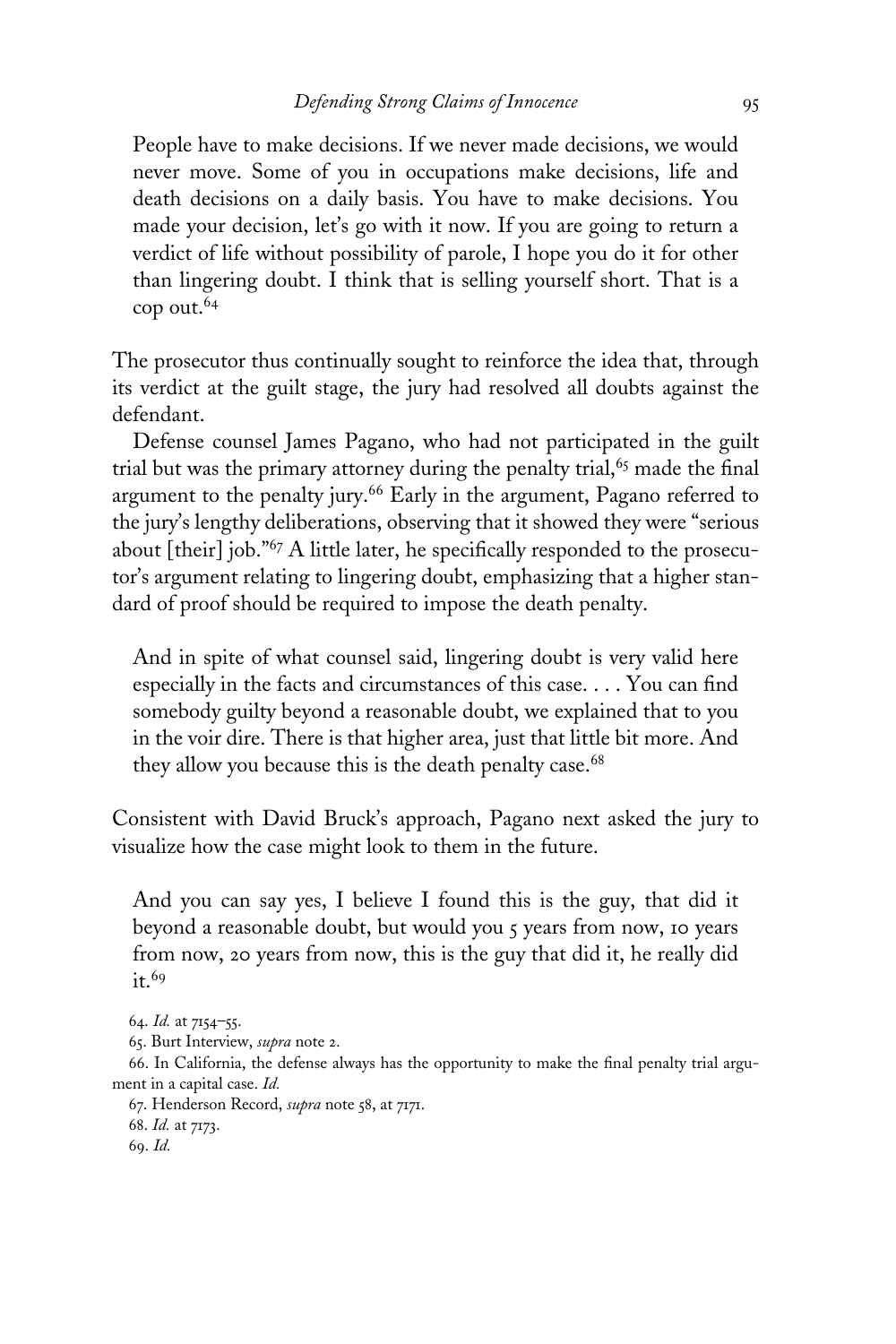> People have to make decisions. If we never made decisions, we would never move. Some of you in occupations make decisions, life and death decisions on a daily basis. You have to make decisions. You made your decision, let's go with it now. If you are going to return a verdict of life without possibility of parole, I hope you do it for other than lingering doubt. I think that is selling yourself short. That is a cop out.[64]

The prosecutor thus continually sought to reinforce the idea that, through its verdict at the guilt stage, the jury had resolved all doubts against the defendant.

Defense counsel James Pagano, who had not participated in the guilt trial but was the primary attorney during the penalty trial,[65] made the final argument to the penalty jury.[66] Early in the argument, Pagano referred to the jury's lengthy deliberations, observing that it showed they were "serious about [their] job."[67] A little later, he specifically responded to the prosecutor's argument relating to lingering doubt, emphasizing that a higher standard of proof should be required to impose the death penalty.

> And in spite of what counsel said, lingering doubt is very valid here especially in the facts and circumstances of this case. . . . You can find somebody guilty beyond a reasonable doubt, we explained that to you in the voir dire. There is that higher area, just that little bit more. And they allow you because this is the death penalty case.[68]

Consistent with David Bruck's approach, Pagano next asked the jury to visualize how the case might look to them in the future.

> And you can say yes, I believe I found this is the guy, that did it beyond a reasonable doubt, but would you 5 years from now, 10 years from now, 20 years from now, this is the guy that did it, he really did it.[69]

64. *Id.* at 7154–55.

65. Burt Interview, *supra* note 2.

66. In California, the defense always has the opportunity to make the final penalty trial argument in a capital case. *Id.*

67. Henderson Record, *supra* note 58, at 7171.

68. *Id.* at 7173.

69. *Id.*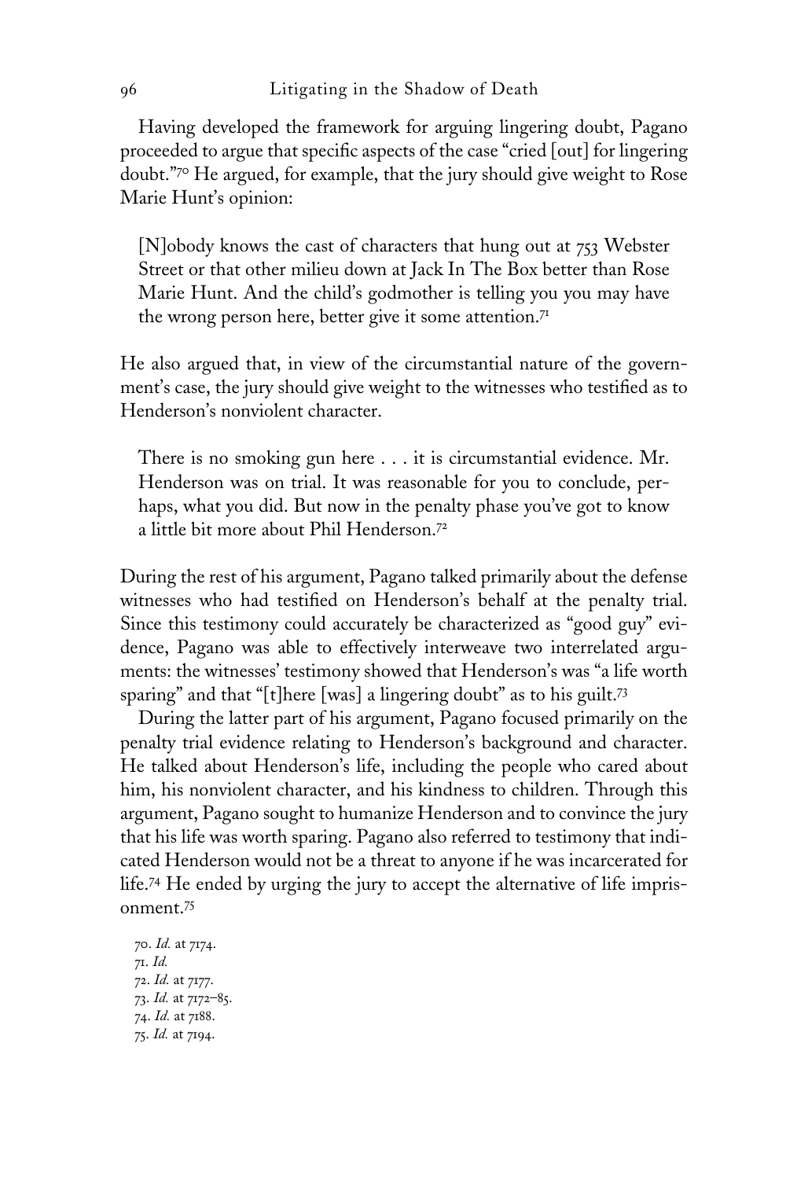Having developed the framework for arguing lingering doubt, Pagano proceeded to argue that specific aspects of the case "cried [out] for lingering doubt."[70] He argued, for example, that the jury should give weight to Rose Marie Hunt's opinion:

> [N]obody knows the cast of characters that hung out at 753 Webster Street or that other milieu down at Jack In The Box better than Rose Marie Hunt. And the child's godmother is telling you you may have the wrong person here, better give it some attention.[71]

He also argued that, in view of the circumstantial nature of the government's case, the jury should give weight to the witnesses who testified as to Henderson's nonviolent character.

> There is no smoking gun here . . . it is circumstantial evidence. Mr. Henderson was on trial. It was reasonable for you to conclude, perhaps, what you did. But now in the penalty phase you've got to know a little bit more about Phil Henderson.[72]

During the rest of his argument, Pagano talked primarily about the defense witnesses who had testified on Henderson's behalf at the penalty trial. Since this testimony could accurately be characterized as "good guy" evidence, Pagano was able to effectively interweave two interrelated arguments: the witnesses' testimony showed that Henderson's was "a life worth sparing" and that "[t]here [was] a lingering doubt" as to his guilt.[73]

During the latter part of his argument, Pagano focused primarily on the penalty trial evidence relating to Henderson's background and character. He talked about Henderson's life, including the people who cared about him, his nonviolent character, and his kindness to children. Through this argument, Pagano sought to humanize Henderson and to convince the jury that his life was worth sparing. Pagano also referred to testimony that indicated Henderson would not be a threat to anyone if he was incarcerated for life.[74] He ended by urging the jury to accept the alternative of life imprisonment.[75]

70. *Id.* at 7174.
71. *Id.*
72. *Id.* at 7177.
73. *Id.* at 7172–85.
74. *Id.* at 7188.
75. *Id.* at 7194.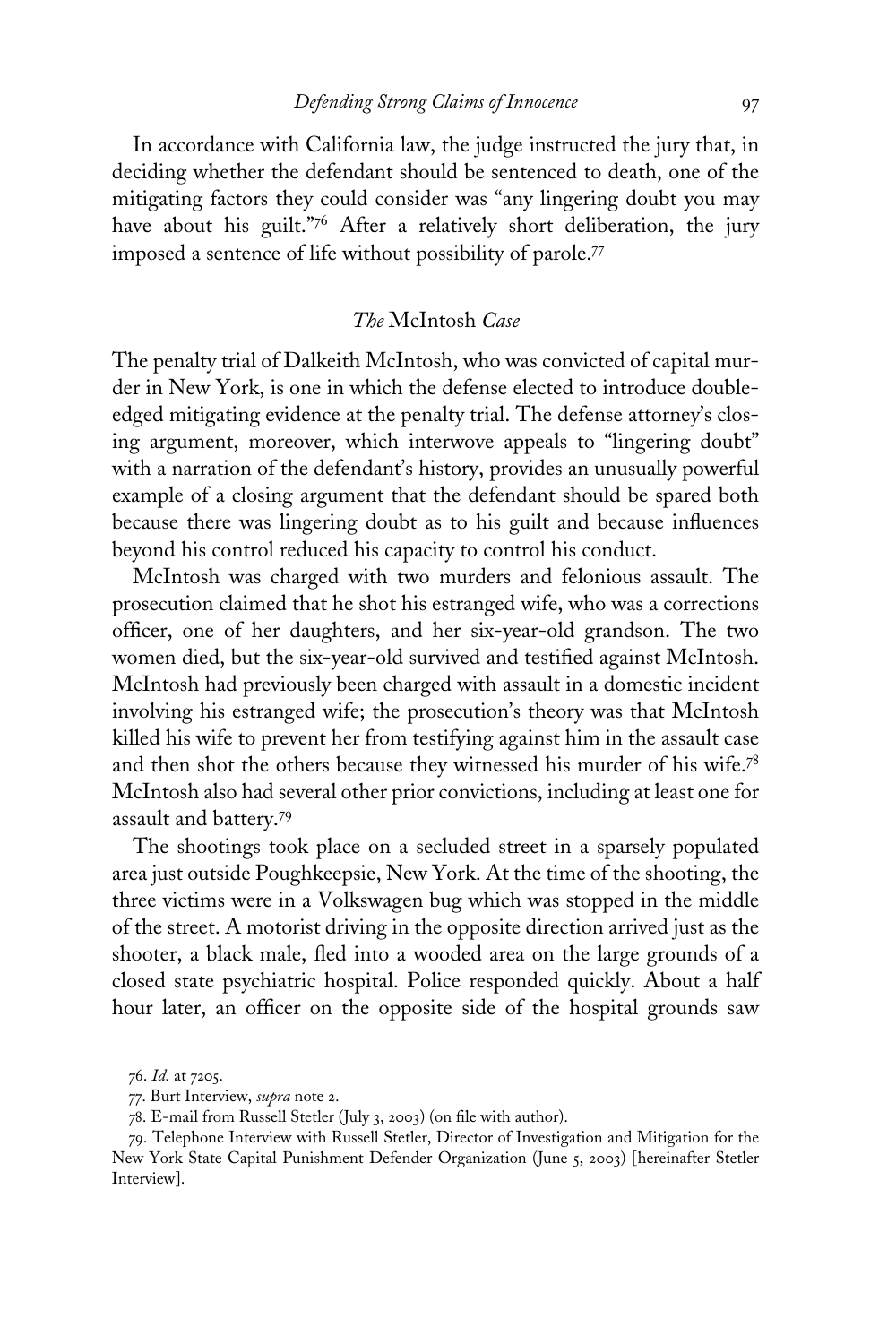In accordance with California law, the judge instructed the jury that, in deciding whether the defendant should be sentenced to death, one of the mitigating factors they could consider was "any lingering doubt you may have about his guilt."[76] After a relatively short deliberation, the jury imposed a sentence of life without possibility of parole.[77]

### *The* McIntosh *Case*

The penalty trial of Dalkeith McIntosh, who was convicted of capital murder in New York, is one in which the defense elected to introduce double-edged mitigating evidence at the penalty trial. The defense attorney's closing argument, moreover, which interwove appeals to "lingering doubt" with a narration of the defendant's history, provides an unusually powerful example of a closing argument that the defendant should be spared both because there was lingering doubt as to his guilt and because influences beyond his control reduced his capacity to control his conduct.

McIntosh was charged with two murders and felonious assault. The prosecution claimed that he shot his estranged wife, who was a corrections officer, one of her daughters, and her six-year-old grandson. The two women died, but the six-year-old survived and testified against McIntosh. McIntosh had previously been charged with assault in a domestic incident involving his estranged wife; the prosecution's theory was that McIntosh killed his wife to prevent her from testifying against him in the assault case and then shot the others because they witnessed his murder of his wife.[78] McIntosh also had several other prior convictions, including at least one for assault and battery.[79]

The shootings took place on a secluded street in a sparsely populated area just outside Poughkeepsie, New York. At the time of the shooting, the three victims were in a Volkswagen bug which was stopped in the middle of the street. A motorist driving in the opposite direction arrived just as the shooter, a black male, fled into a wooded area on the large grounds of a closed state psychiatric hospital. Police responded quickly. About a half hour later, an officer on the opposite side of the hospital grounds saw

76. *Id.* at 7205.

77. Burt Interview, *supra* note 2.

78. E-mail from Russell Stetler (July 3, 2003) (on file with author).

79. Telephone Interview with Russell Stetler, Director of Investigation and Mitigation for the New York State Capital Punishment Defender Organization (June 5, 2003) [hereinafter Stetler Interview].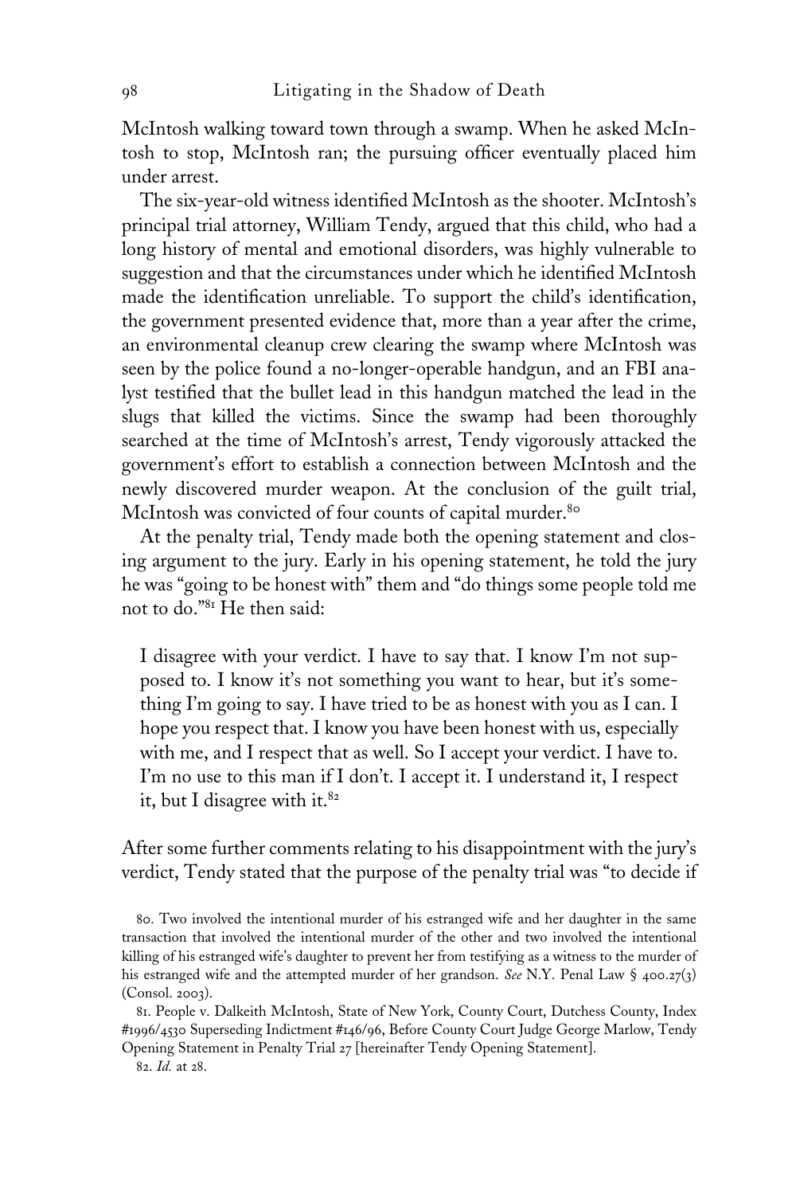McIntosh walking toward town through a swamp. When he asked McIntosh to stop, McIntosh ran; the pursuing officer eventually placed him under arrest.

The six-year-old witness identified McIntosh as the shooter. McIntosh's principal trial attorney, William Tendy, argued that this child, who had a long history of mental and emotional disorders, was highly vulnerable to suggestion and that the circumstances under which he identified McIntosh made the identification unreliable. To support the child's identification, the government presented evidence that, more than a year after the crime, an environmental cleanup crew clearing the swamp where McIntosh was seen by the police found a no-longer-operable handgun, and an FBI analyst testified that the bullet lead in this handgun matched the lead in the slugs that killed the victims. Since the swamp had been thoroughly searched at the time of McIntosh's arrest, Tendy vigorously attacked the government's effort to establish a connection between McIntosh and the newly discovered murder weapon. At the conclusion of the guilt trial, McIntosh was convicted of four counts of capital murder.[80]

At the penalty trial, Tendy made both the opening statement and closing argument to the jury. Early in his opening statement, he told the jury he was "going to be honest with" them and "do things some people told me not to do."[81] He then said:

> I disagree with your verdict. I have to say that. I know I'm not supposed to. I know it's not something you want to hear, but it's something I'm going to say. I have tried to be as honest with you as I can. I hope you respect that. I know you have been honest with us, especially with me, and I respect that as well. So I accept your verdict. I have to. I'm no use to this man if I don't. I accept it. I understand it, I respect it, but I disagree with it.[82]

After some further comments relating to his disappointment with the jury's verdict, Tendy stated that the purpose of the penalty trial was "to decide if

80. Two involved the intentional murder of his estranged wife and her daughter in the same transaction that involved the intentional murder of the other and two involved the intentional killing of his estranged wife's daughter to prevent her from testifying as a witness to the murder of his estranged wife and the attempted murder of her grandson. *See* N.Y. Penal Law § 400.27(3) (Consol. 2003).

81. People v. Dalkeith McIntosh, State of New York, County Court, Dutchess County, Index #1996/4530 Superseding Indictment #146/96, Before County Court Judge George Marlow, Tendy Opening Statement in Penalty Trial 27 [hereinafter Tendy Opening Statement].

82. *Id.* at 28.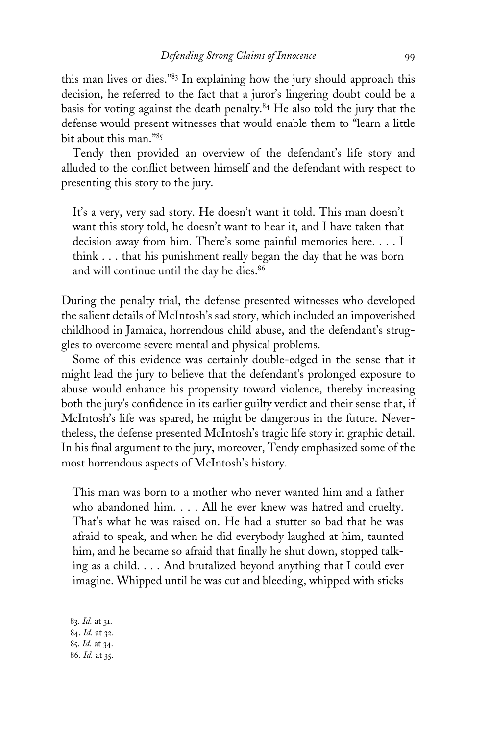this man lives or dies."[83] In explaining how the jury should approach this decision, he referred to the fact that a juror's lingering doubt could be a basis for voting against the death penalty.[84] He also told the jury that the defense would present witnesses that would enable them to "learn a little bit about this man."[85]

Tendy then provided an overview of the defendant's life story and alluded to the conflict between himself and the defendant with respect to presenting this story to the jury.

> It's a very, very sad story. He doesn't want it told. This man doesn't want this story told, he doesn't want to hear it, and I have taken that decision away from him. There's some painful memories here. . . . I think . . . that his punishment really began the day that he was born and will continue until the day he dies.[86]

During the penalty trial, the defense presented witnesses who developed the salient details of McIntosh's sad story, which included an impoverished childhood in Jamaica, horrendous child abuse, and the defendant's struggles to overcome severe mental and physical problems.

Some of this evidence was certainly double-edged in the sense that it might lead the jury to believe that the defendant's prolonged exposure to abuse would enhance his propensity toward violence, thereby increasing both the jury's confidence in its earlier guilty verdict and their sense that, if McIntosh's life was spared, he might be dangerous in the future. Nevertheless, the defense presented McIntosh's tragic life story in graphic detail. In his final argument to the jury, moreover, Tendy emphasized some of the most horrendous aspects of McIntosh's history.

> This man was born to a mother who never wanted him and a father who abandoned him. . . . All he ever knew was hatred and cruelty. That's what he was raised on. He had a stutter so bad that he was afraid to speak, and when he did everybody laughed at him, taunted him, and he became so afraid that finally he shut down, stopped talking as a child. . . . And brutalized beyond anything that I could ever imagine. Whipped until he was cut and bleeding, whipped with sticks

83. *Id.* at 31.
84. *Id.* at 32.
85. *Id.* at 34.
86. *Id.* at 35.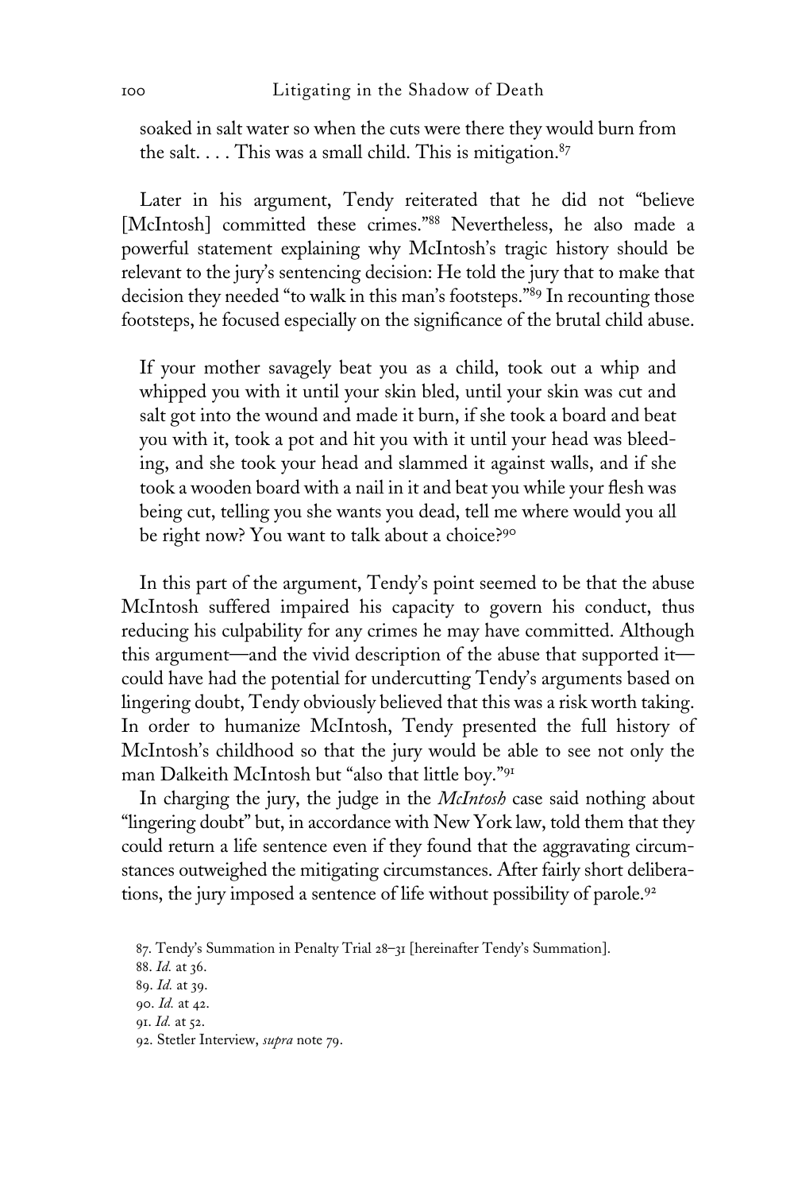soaked in salt water so when the cuts were there they would burn from the salt. . . . This was a small child. This is mitigation.[87]

Later in his argument, Tendy reiterated that he did not "believe [McIntosh] committed these crimes."[88] Nevertheless, he also made a powerful statement explaining why McIntosh's tragic history should be relevant to the jury's sentencing decision: He told the jury that to make that decision they needed "to walk in this man's footsteps."[89] In recounting those footsteps, he focused especially on the significance of the brutal child abuse.

> If your mother savagely beat you as a child, took out a whip and whipped you with it until your skin bled, until your skin was cut and salt got into the wound and made it burn, if she took a board and beat you with it, took a pot and hit you with it until your head was bleeding, and she took your head and slammed it against walls, and if she took a wooden board with a nail in it and beat you while your flesh was being cut, telling you she wants you dead, tell me where would you all be right now? You want to talk about a choice?[90]

In this part of the argument, Tendy's point seemed to be that the abuse McIntosh suffered impaired his capacity to govern his conduct, thus reducing his culpability for any crimes he may have committed. Although this argument—and the vivid description of the abuse that supported it—could have had the potential for undercutting Tendy's arguments based on lingering doubt, Tendy obviously believed that this was a risk worth taking. In order to humanize McIntosh, Tendy presented the full history of McIntosh's childhood so that the jury would be able to see not only the man Dalkeith McIntosh but "also that little boy."[91]

In charging the jury, the judge in the *McIntosh* case said nothing about "lingering doubt" but, in accordance with New York law, told them that they could return a life sentence even if they found that the aggravating circumstances outweighed the mitigating circumstances. After fairly short deliberations, the jury imposed a sentence of life without possibility of parole.[92]

87. Tendy's Summation in Penalty Trial 28–31 [hereinafter Tendy's Summation].

88. *Id.* at 36.

89. *Id.* at 39.

90. *Id.* at 42.

91. *Id.* at 52.

92. Stetler Interview, *supra* note 79.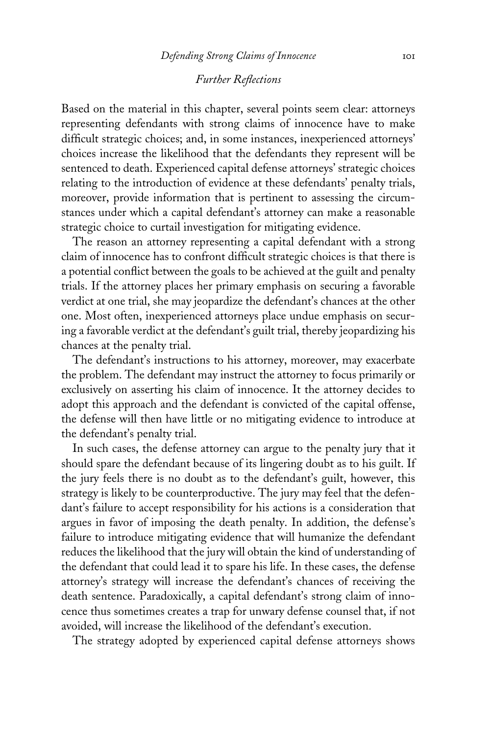## *Further Reflections*

Based on the material in this chapter, several points seem clear: attorneys representing defendants with strong claims of innocence have to make difficult strategic choices; and, in some instances, inexperienced attorneys' choices increase the likelihood that the defendants they represent will be sentenced to death. Experienced capital defense attorneys' strategic choices relating to the introduction of evidence at these defendants' penalty trials, moreover, provide information that is pertinent to assessing the circumstances under which a capital defendant's attorney can make a reasonable strategic choice to curtail investigation for mitigating evidence.

The reason an attorney representing a capital defendant with a strong claim of innocence has to confront difficult strategic choices is that there is a potential conflict between the goals to be achieved at the guilt and penalty trials. If the attorney places her primary emphasis on securing a favorable verdict at one trial, she may jeopardize the defendant's chances at the other one. Most often, inexperienced attorneys place undue emphasis on securing a favorable verdict at the defendant's guilt trial, thereby jeopardizing his chances at the penalty trial.

The defendant's instructions to his attorney, moreover, may exacerbate the problem. The defendant may instruct the attorney to focus primarily or exclusively on asserting his claim of innocence. It the attorney decides to adopt this approach and the defendant is convicted of the capital offense, the defense will then have little or no mitigating evidence to introduce at the defendant's penalty trial.

In such cases, the defense attorney can argue to the penalty jury that it should spare the defendant because of its lingering doubt as to his guilt. If the jury feels there is no doubt as to the defendant's guilt, however, this strategy is likely to be counterproductive. The jury may feel that the defendant's failure to accept responsibility for his actions is a consideration that argues in favor of imposing the death penalty. In addition, the defense's failure to introduce mitigating evidence that will humanize the defendant reduces the likelihood that the jury will obtain the kind of understanding of the defendant that could lead it to spare his life. In these cases, the defense attorney's strategy will increase the defendant's chances of receiving the death sentence. Paradoxically, a capital defendant's strong claim of innocence thus sometimes creates a trap for unwary defense counsel that, if not avoided, will increase the likelihood of the defendant's execution.

The strategy adopted by experienced capital defense attorneys shows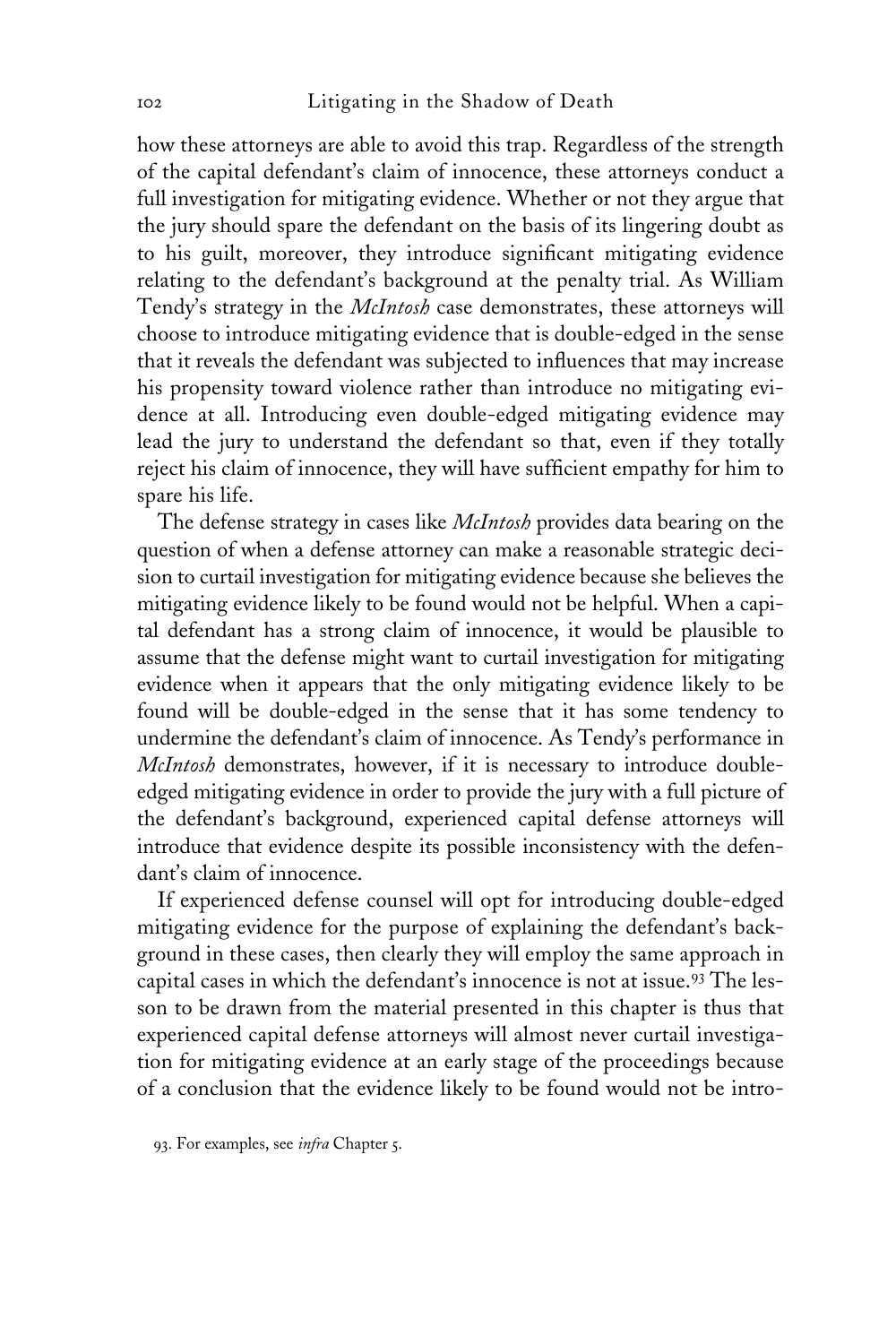how these attorneys are able to avoid this trap. Regardless of the strength of the capital defendant's claim of innocence, these attorneys conduct a full investigation for mitigating evidence. Whether or not they argue that the jury should spare the defendant on the basis of its lingering doubt as to his guilt, moreover, they introduce significant mitigating evidence relating to the defendant's background at the penalty trial. As William Tendy's strategy in the *McIntosh* case demonstrates, these attorneys will choose to introduce mitigating evidence that is double-edged in the sense that it reveals the defendant was subjected to influences that may increase his propensity toward violence rather than introduce no mitigating evidence at all. Introducing even double-edged mitigating evidence may lead the jury to understand the defendant so that, even if they totally reject his claim of innocence, they will have sufficient empathy for him to spare his life.

The defense strategy in cases like *McIntosh* provides data bearing on the question of when a defense attorney can make a reasonable strategic decision to curtail investigation for mitigating evidence because she believes the mitigating evidence likely to be found would not be helpful. When a capital defendant has a strong claim of innocence, it would be plausible to assume that the defense might want to curtail investigation for mitigating evidence when it appears that the only mitigating evidence likely to be found will be double-edged in the sense that it has some tendency to undermine the defendant's claim of innocence. As Tendy's performance in *McIntosh* demonstrates, however, if it is necessary to introduce double-edged mitigating evidence in order to provide the jury with a full picture of the defendant's background, experienced capital defense attorneys will introduce that evidence despite its possible inconsistency with the defendant's claim of innocence.

If experienced defense counsel will opt for introducing double-edged mitigating evidence for the purpose of explaining the defendant's background in these cases, then clearly they will employ the same approach in capital cases in which the defendant's innocence is not at issue.[93] The lesson to be drawn from the material presented in this chapter is thus that experienced capital defense attorneys will almost never curtail investigation for mitigating evidence at an early stage of the proceedings because of a conclusion that the evidence likely to be found would not be intro-

93. For examples, see *infra* Chapter 5.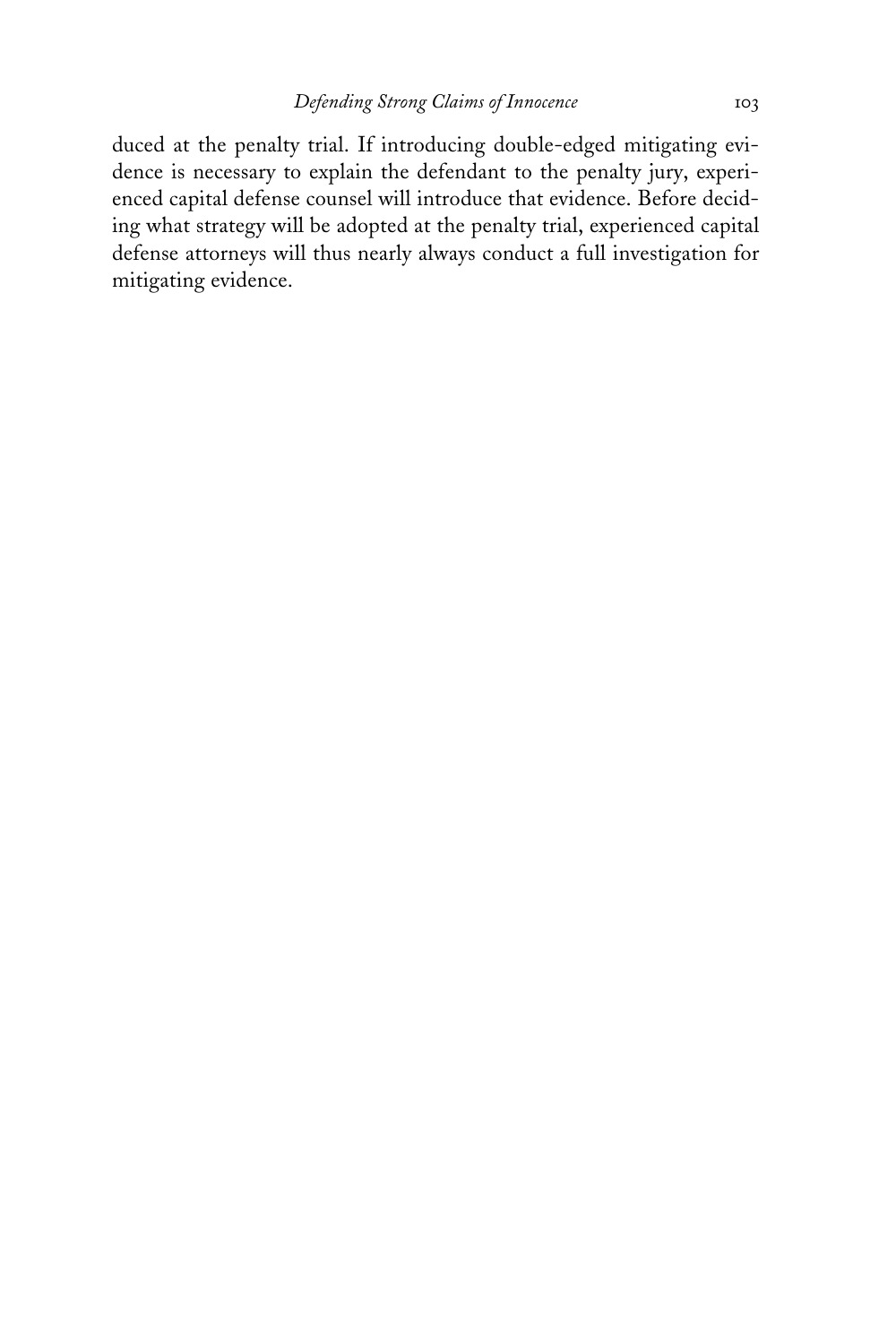duced at the penalty trial. If introducing double-edged mitigating evidence is necessary to explain the defendant to the penalty jury, experienced capital defense counsel will introduce that evidence. Before deciding what strategy will be adopted at the penalty trial, experienced capital defense attorneys will thus nearly always conduct a full investigation for mitigating evidence.